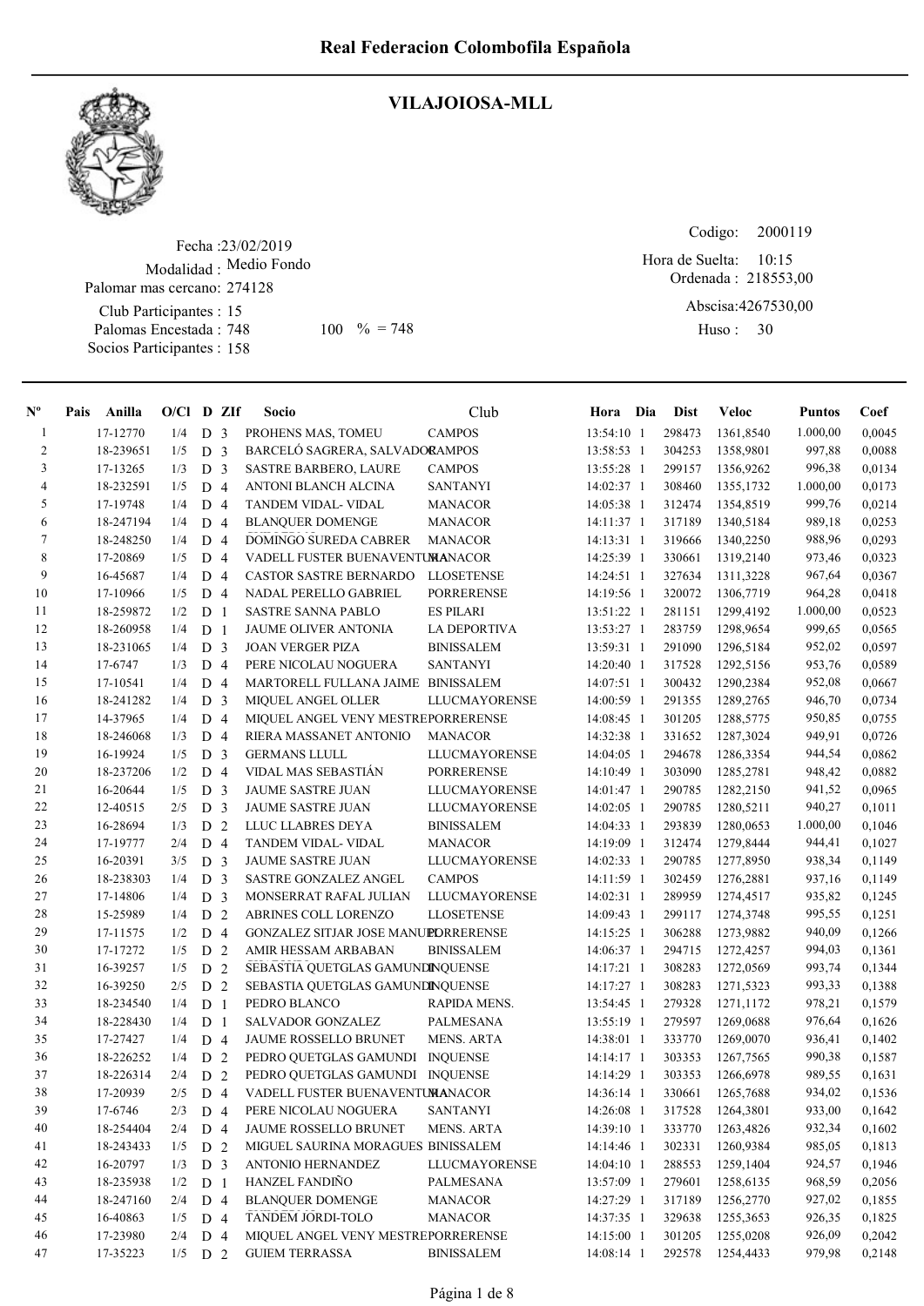# Real Federacion Colombofila Española

## VILAJOIOSA-MLL

Fecha :23/02/2019
Modalidad : Medio Fondo
Palomar mas cercano: 274128
Club Participantes : 15
Palomas Encestada : 748 100 % = 748
Socios Participantes : 158

Codigo: 2000119
Hora de Suelta: 10:15
Ordenada : 218553,00
Abscisa:4267530,00
Huso : 30

| Nº | Pais | Anilla | O/Cl | D | ZIf | Socio | Club | Hora | Dia | Dist | Veloc | Puntos | Coef |
|---|---|---|---|---|---|---|---|---|---|---|---|---|---|
| 1 | | 17-12770 | 1/4 | D | 3 | PROHENS MAS, TOMEU | CAMPOS | 13:54:10 | 1 | 298473 | 1361,8540 | 1.000,00 | 0,0045 |
| 2 | | 18-239651 | 1/5 | D | 3 | BARCELÓ SAGRERA, SALVADOR | CAMPOS | 13:58:53 | 1 | 304253 | 1358,9801 | 997,88 | 0,0088 |
| 3 | | 17-13265 | 1/3 | D | 3 | SASTRE BARBERO, LAURE | CAMPOS | 13:55:28 | 1 | 299157 | 1356,9262 | 996,38 | 0,0134 |
| 4 | | 18-232591 | 1/5 | D | 4 | ANTONI BLANCH ALCINA | SANTANYI | 14:02:37 | 1 | 308460 | 1355,1732 | 1.000,00 | 0,0173 |
| 5 | | 17-19748 | 1/4 | D | 4 | TANDEM VIDAL- VIDAL | MANACOR | 14:05:38 | 1 | 312474 | 1354,8519 | 999,76 | 0,0214 |
| 6 | | 18-247194 | 1/4 | D | 4 | BLANQUER DOMENGE | MANACOR | 14:11:37 | 1 | 317189 | 1340,5184 | 989,18 | 0,0253 |
| 7 | | 18-248250 | 1/4 | D | 4 | DOMINGO SUREDA CABRER | MANACOR | 14:13:31 | 1 | 319666 | 1340,2250 | 988,96 | 0,0293 |
| 8 | | 17-20869 | 1/5 | D | 4 | VADELL FUSTER BUENAVENTURA | MANACOR | 14:25:39 | 1 | 330661 | 1319,2140 | 973,46 | 0,0323 |
| 9 | | 16-45687 | 1/4 | D | 4 | CASTOR SASTRE BERNARDO | LLOSETENSE | 14:24:51 | 1 | 327634 | 1311,3228 | 967,64 | 0,0367 |
| 10 | | 17-10966 | 1/5 | D | 4 | NADAL PERELLO GABRIEL | PORRERENSE | 14:19:56 | 1 | 320072 | 1306,7719 | 964,28 | 0,0418 |
| 11 | | 18-259872 | 1/2 | D | 1 | SASTRE SANNA PABLO | ES PILARI | 13:51:22 | 1 | 281151 | 1299,4192 | 1.000,00 | 0,0523 |
| 12 | | 18-260958 | 1/4 | D | 1 | JAUME OLIVER ANTONIA | LA DEPORTIVA | 13:53:27 | 1 | 283759 | 1298,9654 | 999,65 | 0,0565 |
| 13 | | 18-231065 | 1/4 | D | 3 | JOAN VERGER PIZA | BINISSALEM | 13:59:31 | 1 | 291090 | 1296,5184 | 952,02 | 0,0597 |
| 14 | | 17-6747 | 1/3 | D | 4 | PERE NICOLAU NOGUERA | SANTANYI | 14:20:40 | 1 | 317528 | 1292,5156 | 953,76 | 0,0589 |
| 15 | | 17-10541 | 1/4 | D | 4 | MARTORELL FULLANA JAIME | BINISSALEM | 14:07:51 | 1 | 300432 | 1290,2384 | 952,08 | 0,0667 |
| 16 | | 18-241282 | 1/4 | D | 3 | MIQUEL ANGEL OLLER | LLUCMAYORENSE | 14:00:59 | 1 | 291355 | 1289,2765 | 946,70 | 0,0734 |
| 17 | | 14-37965 | 1/4 | D | 4 | MIQUEL ANGEL VENY MESTRE | PORRERENSE | 14:08:45 | 1 | 301205 | 1288,5775 | 950,85 | 0,0755 |
| 18 | | 18-246068 | 1/3 | D | 4 | RIERA MASSANET ANTONIO | MANACOR | 14:32:38 | 1 | 331652 | 1287,3024 | 949,91 | 0,0726 |
| 19 | | 16-19924 | 1/5 | D | 3 | GERMANS LLULL | LLUCMAYORENSE | 14:04:05 | 1 | 294678 | 1286,3354 | 944,54 | 0,0862 |
| 20 | | 18-237206 | 1/2 | D | 4 | VIDAL MAS SEBASTIÁN | PORRERENSE | 14:10:49 | 1 | 303090 | 1285,2781 | 948,42 | 0,0882 |
| 21 | | 16-20644 | 1/5 | D | 3 | JAUME SASTRE JUAN | LLUCMAYORENSE | 14:01:47 | 1 | 290785 | 1282,2150 | 941,52 | 0,0965 |
| 22 | | 12-40515 | 2/5 | D | 3 | JAUME SASTRE JUAN | LLUCMAYORENSE | 14:02:05 | 1 | 290785 | 1280,5211 | 940,27 | 0,1011 |
| 23 | | 16-28694 | 1/3 | D | 2 | LLUC LLABRES DEYA | BINISSALEM | 14:04:33 | 1 | 293839 | 1280,0653 | 1.000,00 | 0,1046 |
| 24 | | 17-19777 | 2/4 | D | 4 | TANDEM VIDAL- VIDAL | MANACOR | 14:19:09 | 1 | 312474 | 1279,8444 | 944,41 | 0,1027 |
| 25 | | 16-20391 | 3/5 | D | 3 | JAUME SASTRE JUAN | LLUCMAYORENSE | 14:02:33 | 1 | 290785 | 1277,8950 | 938,34 | 0,1149 |
| 26 | | 18-238303 | 1/4 | D | 3 | SASTRE GONZALEZ ANGEL | CAMPOS | 14:11:59 | 1 | 302459 | 1276,2881 | 937,16 | 0,1149 |
| 27 | | 17-14806 | 1/4 | D | 3 | MONSERRAT RAFAL JULIAN | LLUCMAYORENSE | 14:02:31 | 1 | 289959 | 1274,4517 | 935,82 | 0,1245 |
| 28 | | 15-25989 | 1/4 | D | 2 | ABRINES COLL LORENZO | LLOSETENSE | 14:09:43 | 1 | 299117 | 1274,3748 | 995,55 | 0,1251 |
| 29 | | 17-11575 | 1/2 | D | 4 | GONZALEZ SITJAR JOSE MANUEL | PORRERENSE | 14:15:25 | 1 | 306288 | 1273,9882 | 940,09 | 0,1266 |
| 30 | | 17-17272 | 1/5 | D | 2 | AMIR HESSAM ARBABAN | BINISSALEM | 14:06:37 | 1 | 294715 | 1272,4257 | 994,03 | 0,1361 |
| 31 | | 16-39257 | 1/5 | D | 2 | SEBASTIA QUETGLAS GAMUNDI | INQUENSE | 14:17:21 | 1 | 308283 | 1272,0569 | 993,74 | 0,1344 |
| 32 | | 16-39250 | 2/5 | D | 2 | SEBASTIA QUETGLAS GAMUNDI | INQUENSE | 14:17:27 | 1 | 308283 | 1271,5323 | 993,33 | 0,1388 |
| 33 | | 18-234540 | 1/4 | D | 1 | PEDRO BLANCO | RAPIDA MENS. | 13:54:45 | 1 | 279328 | 1271,1172 | 978,21 | 0,1579 |
| 34 | | 18-228430 | 1/4 | D | 1 | SALVADOR GONZALEZ | PALMESANA | 13:55:19 | 1 | 279597 | 1269,0688 | 976,64 | 0,1626 |
| 35 | | 17-27427 | 1/4 | D | 4 | JAUME ROSSELLO BRUNET | MENS. ARTA | 14:38:01 | 1 | 333770 | 1269,0070 | 936,41 | 0,1402 |
| 36 | | 18-226252 | 1/4 | D | 2 | PEDRO QUETGLAS GAMUNDI | INQUENSE | 14:14:17 | 1 | 303353 | 1267,7565 | 990,38 | 0,1587 |
| 37 | | 18-226314 | 2/4 | D | 2 | PEDRO QUETGLAS GAMUNDI | INQUENSE | 14:14:29 | 1 | 303353 | 1266,6978 | 989,55 | 0,1631 |
| 38 | | 17-20939 | 2/5 | D | 4 | VADELL FUSTER BUENAVENTURA | MANACOR | 14:36:14 | 1 | 330661 | 1265,7688 | 934,02 | 0,1536 |
| 39 | | 17-6746 | 2/3 | D | 4 | PERE NICOLAU NOGUERA | SANTANYI | 14:26:08 | 1 | 317528 | 1264,3801 | 933,00 | 0,1642 |
| 40 | | 18-254404 | 2/4 | D | 4 | JAUME ROSSELLO BRUNET | MENS. ARTA | 14:39:10 | 1 | 333770 | 1263,4826 | 932,34 | 0,1602 |
| 41 | | 18-243433 | 1/5 | D | 2 | MIGUEL SAURINA MORAGUES | BINISSALEM | 14:14:46 | 1 | 302331 | 1260,9384 | 985,05 | 0,1813 |
| 42 | | 16-20797 | 1/3 | D | 3 | ANTONIO HERNANDEZ | LLUCMAYORENSE | 14:04:10 | 1 | 288553 | 1259,1404 | 924,57 | 0,1946 |
| 43 | | 18-235938 | 1/2 | D | 1 | HANZEL FANDIÑO | PALMESANA | 13:57:09 | 1 | 279601 | 1258,6135 | 968,59 | 0,2056 |
| 44 | | 18-247160 | 2/4 | D | 4 | BLANQUER DOMENGE | MANACOR | 14:27:29 | 1 | 317189 | 1256,2770 | 927,02 | 0,1855 |
| 45 | | 16-40863 | 1/5 | D | 4 | TANDEM JORDI-TOLO | MANACOR | 14:37:35 | 1 | 329638 | 1255,3653 | 926,35 | 0,1825 |
| 46 | | 17-23980 | 2/4 | D | 4 | MIQUEL ANGEL VENY MESTRE | PORRERENSE | 14:15:00 | 1 | 301205 | 1255,0208 | 926,09 | 0,2042 |
| 47 | | 17-35223 | 1/5 | D | 2 | GUIEM TERRASSA | BINISSALEM | 14:08:14 | 1 | 292578 | 1254,4433 | 979,98 | 0,2148 |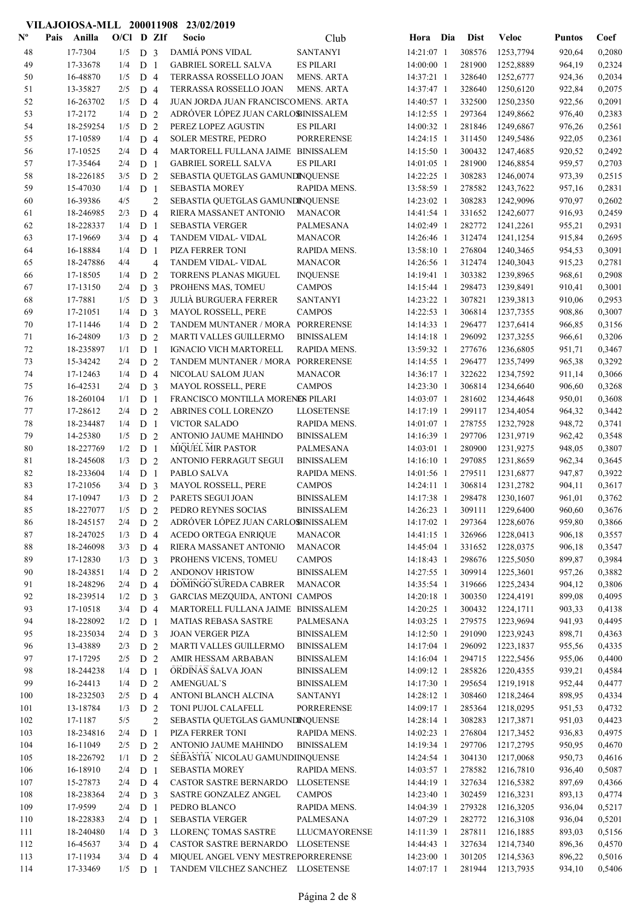**VILAJOIOSA-MLL 200011908 23/02/2019**

| Nº | Pais | Anilla | O/Cl | D | ZIf | Socio | Club | Hora | Dia | Dist | Veloc | Puntos | Coef |
|---|---|---|---|---|---|---|---|---|---|---|---|---|---|
| 48 | | 17-7304 | 1/5 | D | 3 | DAMIÁ PONS VIDAL | SANTANYI | 14:21:07 | 1 | 308576 | 1253,7794 | 920,64 | 0,2080 |
| 49 | | 17-33678 | 1/4 | D | 1 | GABRIEL SORELL SALVA | ES PILARI | 14:00:00 | 1 | 281900 | 1252,8889 | 964,19 | 0,2324 |
| 50 | | 16-48870 | 1/5 | D | 4 | TERRASSA ROSSELLO JOAN | MENS. ARTA | 14:37:21 | 1 | 328640 | 1252,6777 | 924,36 | 0,2034 |
| 51 | | 13-35827 | 2/5 | D | 4 | TERRASSA ROSSELLO JOAN | MENS. ARTA | 14:37:47 | 1 | 328640 | 1250,6120 | 922,84 | 0,2075 |
| 52 | | 16-263702 | 1/5 | D | 4 | JUAN JORDA JUAN FRANCISCO | MENS. ARTA | 14:40:57 | 1 | 332500 | 1250,2350 | 922,56 | 0,2091 |
| 53 | | 17-2172 | 1/4 | D | 2 | ADRÓVER LÓPEZ JUAN CARLOS | BINISSALEM | 14:12:55 | 1 | 297364 | 1249,8662 | 976,40 | 0,2383 |
| 54 | | 18-259254 | 1/5 | D | 2 | PEREZ LOPEZ AGUSTIN | ES PILARI | 14:00:32 | 1 | 281846 | 1249,6867 | 976,26 | 0,2561 |
| 55 | | 17-10589 | 1/4 | D | 4 | SOLER MESTRE, PEDRO | PORRERENSE | 14:24:15 | 1 | 311450 | 1249,5486 | 922,05 | 0,2361 |
| 56 | | 17-10525 | 2/4 | D | 4 | MARTORELL FULLANA JAIME | BINISSALEM | 14:15:50 | 1 | 300432 | 1247,4685 | 920,52 | 0,2492 |
| 57 | | 17-35464 | 2/4 | D | 1 | GABRIEL SORELL SALVA | ES PILARI | 14:01:05 | 1 | 281900 | 1246,8854 | 959,57 | 0,2703 |
| 58 | | 18-226185 | 3/5 | D | 2 | SEBASTIA QUETGLAS GAMUNDI | INQUENSE | 14:22:25 | 1 | 308283 | 1246,0074 | 973,39 | 0,2515 |
| 59 | | 15-47030 | 1/4 | D | 1 | SEBASTIA MOREY | RAPIDA MENS. | 13:58:59 | 1 | 278582 | 1243,7622 | 957,16 | 0,2831 |
| 60 | | 16-39386 | 4/5 | | 2 | SEBASTIA QUETGLAS GAMUNDI | INQUENSE | 14:23:02 | 1 | 308283 | 1242,9096 | 970,97 | 0,2602 |
| 61 | | 18-246985 | 2/3 | D | 4 | RIERA MASSANET ANTONIO | MANACOR | 14:41:54 | 1 | 331652 | 1242,6077 | 916,93 | 0,2459 |
| 62 | | 18-228337 | 1/4 | D | 1 | SEBASTIA VERGER | PALMESANA | 14:02:49 | 1 | 282772 | 1241,2261 | 955,21 | 0,2931 |
| 63 | | 17-19669 | 3/4 | D | 4 | TANDEM VIDAL- VIDAL | MANACOR | 14:26:46 | 1 | 312474 | 1241,1254 | 915,84 | 0,2695 |
| 64 | | 16-18884 | 1/4 | D | 1 | PIZA FERRER TONI | RAPIDA MENS. | 13:58:10 | 1 | 276804 | 1240,3465 | 954,53 | 0,3091 |
| 65 | | 18-247886 | 4/4 | | 4 | TANDEM VIDAL- VIDAL | MANACOR | 14:26:56 | 1 | 312474 | 1240,3043 | 915,23 | 0,2781 |
| 66 | | 17-18505 | 1/4 | D | 2 | TORRENS PLANAS MIGUEL | INQUENSE | 14:19:41 | 1 | 303382 | 1239,8965 | 968,61 | 0,2908 |
| 67 | | 17-13150 | 2/4 | D | 3 | PROHENS MAS, TOMEU | CAMPOS | 14:15:44 | 1 | 298473 | 1239,8491 | 910,41 | 0,3001 |
| 68 | | 17-7881 | 1/5 | D | 3 | JULIÀ BURGUERA FERRER | SANTANYI | 14:23:22 | 1 | 307821 | 1239,3813 | 910,06 | 0,2953 |
| 69 | | 17-21051 | 1/4 | D | 3 | MAYOL ROSSELL, PERE | CAMPOS | 14:22:53 | 1 | 306814 | 1237,7355 | 908,86 | 0,3007 |
| 70 | | 17-11446 | 1/4 | D | 2 | TANDEM MUNTANER / MORA | PORRERENSE | 14:14:33 | 1 | 296477 | 1237,6414 | 966,85 | 0,3156 |
| 71 | | 16-24809 | 1/3 | D | 2 | MARTI VALLES GUILLERMO | BINISSALEM | 14:14:18 | 1 | 296092 | 1237,3255 | 966,61 | 0,3206 |
| 72 | | 18-235897 | 1/1 | D | 1 | IGNACIO VICH MARTORELL | RAPIDA MENS. | 13:59:32 | 1 | 277676 | 1236,6805 | 951,71 | 0,3467 |
| 73 | | 15-34242 | 2/4 | D | 2 | TANDEM MUNTANER / MORA | PORRERENSE | 14:14:55 | 1 | 296477 | 1235,7499 | 965,38 | 0,3292 |
| 74 | | 17-12463 | 1/4 | D | 4 | NICOLAU SALOM JUAN | MANACOR | 14:36:17 | 1 | 322622 | 1234,7592 | 911,14 | 0,3066 |
| 75 | | 16-42531 | 2/4 | D | 3 | MAYOL ROSSELL, PERE | CAMPOS | 14:23:30 | 1 | 306814 | 1234,6640 | 906,60 | 0,3268 |
| 76 | | 18-260104 | 1/1 | D | 1 | FRANCISCO MONTILLA MORENO | ES PILARI | 14:03:07 | 1 | 281602 | 1234,4648 | 950,01 | 0,3608 |
| 77 | | 17-28612 | 2/4 | D | 2 | ABRINES COLL LORENZO | LLOSETENSE | 14:17:19 | 1 | 299117 | 1234,4054 | 964,32 | 0,3442 |
| 78 | | 18-234487 | 1/4 | D | 1 | VICTOR SALADO | RAPIDA MENS. | 14:01:07 | 1 | 278755 | 1232,7928 | 948,72 | 0,3741 |
| 79 | | 14-25380 | 1/5 | D | 2 | ANTONIO JAUME MAHINDO | BINISSALEM | 14:16:39 | 1 | 297706 | 1231,9719 | 962,42 | 0,3548 |
| 80 | | 18-227769 | 1/2 | D | 1 | MIQUEL MIR PASTOR | PALMESANA | 14:03:01 | 1 | 280900 | 1231,9275 | 948,05 | 0,3807 |
| 81 | | 18-245608 | 1/3 | D | 2 | ANTONIO FERRAGUT SEGUI | BINISSALEM | 14:16:10 | 1 | 297085 | 1231,8659 | 962,34 | 0,3645 |
| 82 | | 18-233604 | 1/4 | D | 1 | PABLO SALVA | RAPIDA MENS. | 14:01:56 | 1 | 279511 | 1231,6877 | 947,87 | 0,3922 |
| 83 | | 17-21056 | 3/4 | D | 3 | MAYOL ROSSELL, PERE | CAMPOS | 14:24:11 | 1 | 306814 | 1231,2782 | 904,11 | 0,3617 |
| 84 | | 17-10947 | 1/3 | D | 2 | PARETS SEGUI JOAN | BINISSALEM | 14:17:38 | 1 | 298478 | 1230,1607 | 961,01 | 0,3762 |
| 85 | | 18-227077 | 1/5 | D | 2 | PEDRO REYNES SOCIAS | BINISSALEM | 14:26:23 | 1 | 309111 | 1229,6400 | 960,60 | 0,3676 |
| 86 | | 18-245157 | 2/4 | D | 2 | ADRÓVER LÓPEZ JUAN CARLOS | BINISSALEM | 14:17:02 | 1 | 297364 | 1228,6076 | 959,80 | 0,3866 |
| 87 | | 18-247025 | 1/3 | D | 4 | ACEDO ORTEGA ENRIQUE | MANACOR | 14:41:15 | 1 | 326966 | 1228,0413 | 906,18 | 0,3557 |
| 88 | | 18-246098 | 3/3 | D | 4 | RIERA MASSANET ANTONIO | MANACOR | 14:45:04 | 1 | 331652 | 1228,0375 | 906,18 | 0,3547 |
| 89 | | 17-12830 | 1/3 | D | 3 | PROHENS VICENS, TOMEU | CAMPOS | 14:18:43 | 1 | 298676 | 1225,5050 | 899,87 | 0,3984 |
| 90 | | 18-243851 | 1/4 | D | 2 | ANDONOV HRISTOW | BINISSALEM | 14:27:55 | 1 | 309914 | 1225,3601 | 957,26 | 0,3882 |
| 91 | | 18-248296 | 2/4 | D | 4 | DOMINGO SUREDA CABRER | MANACOR | 14:35:54 | 1 | 319666 | 1225,2434 | 904,12 | 0,3806 |
| 92 | | 18-239514 | 1/2 | D | 3 | GARCIAS MEZQUIDA, ANTONI | CAMPOS | 14:20:18 | 1 | 300350 | 1224,4191 | 899,08 | 0,4095 |
| 93 | | 17-10518 | 3/4 | D | 4 | MARTORELL FULLANA JAIME | BINISSALEM | 14:20:25 | 1 | 300432 | 1224,1711 | 903,33 | 0,4138 |
| 94 | | 18-228092 | 1/2 | D | 1 | MATIAS REBASA SASTRE | PALMESANA | 14:03:25 | 1 | 279575 | 1223,9694 | 941,93 | 0,4495 |
| 95 | | 18-235034 | 2/4 | D | 3 | JOAN VERGER PIZA | BINISSALEM | 14:12:50 | 1 | 291090 | 1223,9243 | 898,71 | 0,4363 |
| 96 | | 13-48389 | 2/3 | D | 2 | MARTI VALLES GUILLERMO | BINISSALEM | 14:17:04 | 1 | 296092 | 1223,1837 | 955,56 | 0,4335 |
| 97 | | 17-17295 | 2/5 | D | 2 | AMIR HESSAM ARBABAN | BINISSALEM | 14:16:04 | 1 | 294715 | 1222,5456 | 955,06 | 0,4400 |
| 98 | | 18-244238 | 1/4 | D | 1 | ORDINAS SALVA JOAN | BINISSALEM | 14:09:12 | 1 | 285826 | 1220,4355 | 939,21 | 0,4584 |
| 99 | | 16-24413 | 1/4 | D | 2 | AMENGUAL`S | BINISSALEM | 14:17:30 | 1 | 295654 | 1219,1918 | 952,44 | 0,4477 |
| 100 | | 18-232503 | 2/5 | D | 4 | ANTONI BLANCH ALCINA | SANTANYI | 14:28:12 | 1 | 308460 | 1218,2464 | 898,95 | 0,4334 |
| 101 | | 13-18784 | 1/3 | D | 2 | TONI PUJOL CALAFELL | PORRERENSE | 14:09:17 | 1 | 285364 | 1218,0295 | 951,53 | 0,4732 |
| 102 | | 17-1187 | 5/5 | | 2 | SEBASTIA QUETGLAS GAMUNDI | INQUENSE | 14:28:14 | 1 | 308283 | 1217,3871 | 951,03 | 0,4423 |
| 103 | | 18-234816 | 2/4 | D | 1 | PIZA FERRER TONI | RAPIDA MENS. | 14:02:23 | 1 | 276804 | 1217,3452 | 936,83 | 0,4975 |
| 104 | | 16-11049 | 2/5 | D | 2 | ANTONIO JAUME MAHINDO | BINISSALEM | 14:19:34 | 1 | 297706 | 1217,2795 | 950,95 | 0,4670 |
| 105 | | 18-226792 | 1/1 | D | 2 | SEBASTIA NICOLAU GAMUNDI | INQUENSE | 14:24:54 | 1 | 304130 | 1217,0068 | 950,73 | 0,4616 |
| 106 | | 16-18910 | 2/4 | D | 1 | SEBASTIA MOREY | RAPIDA MENS. | 14:03:57 | 1 | 278582 | 1216,7810 | 936,40 | 0,5087 |
| 107 | | 15-27873 | 2/4 | D | 4 | CASTOR SASTRE BERNARDO | LLOSETENSE | 14:44:19 | 1 | 327634 | 1216,5382 | 897,69 | 0,4366 |
| 108 | | 18-238364 | 2/4 | D | 3 | SASTRE GONZALEZ ANGEL | CAMPOS | 14:23:40 | 1 | 302459 | 1216,3231 | 893,13 | 0,4774 |
| 109 | | 17-9599 | 2/4 | D | 1 | PEDRO BLANCO | RAPIDA MENS. | 14:04:39 | 1 | 279328 | 1216,3205 | 936,04 | 0,5217 |
| 110 | | 18-228383 | 2/4 | D | 1 | SEBASTIA VERGER | PALMESANA | 14:07:29 | 1 | 282772 | 1216,3108 | 936,04 | 0,5201 |
| 111 | | 18-240480 | 1/4 | D | 3 | LLORENÇ TOMAS SASTRE | LLUCMAYORENSE | 14:11:39 | 1 | 287811 | 1216,1885 | 893,03 | 0,5156 |
| 112 | | 16-45637 | 3/4 | D | 4 | CASTOR SASTRE BERNARDO | LLOSETENSE | 14:44:43 | 1 | 327634 | 1214,7340 | 896,36 | 0,4570 |
| 113 | | 17-11934 | 3/4 | D | 4 | MIQUEL ANGEL VENY MESTRE | PORRERENSE | 14:23:00 | 1 | 301205 | 1214,5363 | 896,22 | 0,5016 |
| 114 | | 17-33469 | 1/5 | D | 1 | TANDEM VILCHEZ SANCHEZ | LLOSETENSE | 14:07:17 | 1 | 281944 | 1213,7935 | 934,10 | 0,5406 |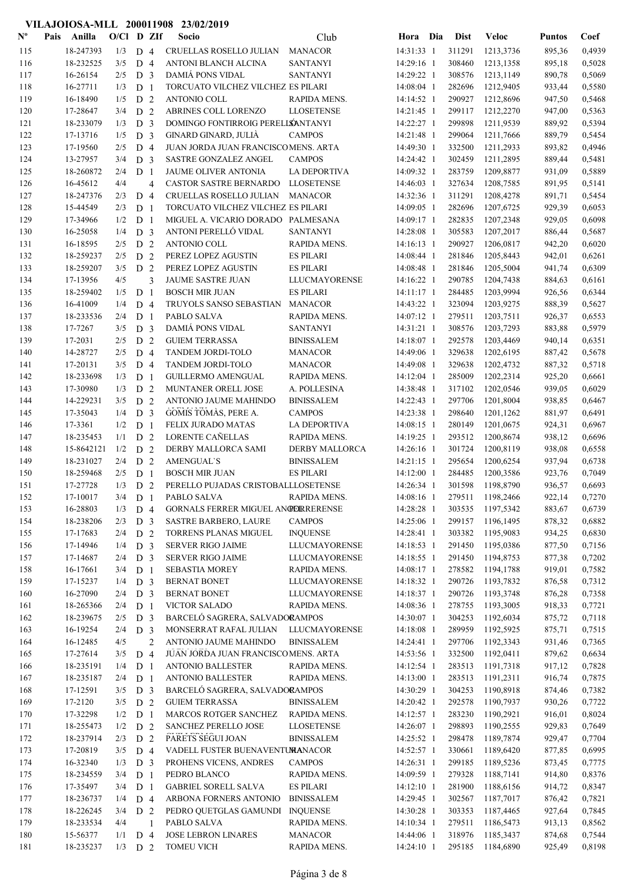# VILAJOIOSA-MLL 200011908 23/02/2019

| Nº | Pais | Anilla | O/Cl | D | ZIf | Socio | Club | Hora | Dia | Dist | Veloc | Puntos | Coef |
|---|---|---|---|---|---|---|---|---|---|---|---|---|---|
| 115 | | 18-247393 | 1/3 | D | 4 | CRUELLAS ROSELLO JULIAN | MANACOR | 14:31:33 | 1 | 311291 | 1213,3736 | 895,36 | 0,4939 |
| 116 | | 18-232525 | 3/5 | D | 4 | ANTONI BLANCH ALCINA | SANTANYI | 14:29:16 | 1 | 308460 | 1213,1358 | 895,18 | 0,5028 |
| 117 | | 16-26154 | 2/5 | D | 3 | DAMIÁ PONS VIDAL | SANTANYI | 14:29:22 | 1 | 308576 | 1213,1149 | 890,78 | 0,5069 |
| 118 | | 16-27711 | 1/3 | D | 1 | TORCUATO VILCHEZ VILCHEZ | ES PILARI | 14:08:04 | 1 | 282696 | 1212,9405 | 933,44 | 0,5580 |
| 119 | | 16-18490 | 1/5 | D | 2 | ANTONIO COLL | RAPIDA MENS. | 14:14:52 | 1 | 290927 | 1212,8696 | 947,50 | 0,5468 |
| 120 | | 17-28647 | 3/4 | D | 2 | ABRINES COLL LORENZO | LLOSETENSE | 14:21:45 | 1 | 299117 | 1212,2270 | 947,00 | 0,5363 |
| 121 | | 18-233079 | 1/3 | D | 3 | DOMINGO FONTIRROIG PERELLÓ | SANTANYI | 14:22:27 | 1 | 299898 | 1211,9539 | 889,92 | 0,5394 |
| 122 | | 17-13716 | 1/5 | D | 3 | GINARD GINARD, JULIÀ | CAMPOS | 14:21:48 | 1 | 299064 | 1211,7666 | 889,79 | 0,5454 |
| 123 | | 17-19560 | 2/5 | D | 4 | JUAN JORDA JUAN FRANCISCO | MENS. ARTA | 14:49:30 | 1 | 332500 | 1211,2933 | 893,82 | 0,4946 |
| 124 | | 13-27957 | 3/4 | D | 3 | SASTRE GONZALEZ ANGEL | CAMPOS | 14:24:42 | 1 | 302459 | 1211,2895 | 889,44 | 0,5481 |
| 125 | | 18-260872 | 2/4 | D | 1 | JAUME OLIVER ANTONIA | LA DEPORTIVA | 14:09:32 | 1 | 283759 | 1209,8877 | 931,09 | 0,5889 |
| 126 | | 16-45612 | 4/4 | | 4 | CASTOR SASTRE BERNARDO | LLOSETENSE | 14:46:03 | 1 | 327634 | 1208,7585 | 891,95 | 0,5141 |
| 127 | | 18-247376 | 2/3 | D | 4 | CRUELLAS ROSELLO JULIAN | MANACOR | 14:32:36 | 1 | 311291 | 1208,4278 | 891,71 | 0,5454 |
| 128 | | 15-44549 | 2/3 | D | 1 | TORCUATO VILCHEZ VILCHEZ | ES PILARI | 14:09:05 | 1 | 282696 | 1207,6725 | 929,39 | 0,6053 |
| 129 | | 17-34966 | 1/2 | D | 1 | MIGUEL A. VICARIO DORADO | PALMESANA | 14:09:17 | 1 | 282835 | 1207,2348 | 929,05 | 0,6098 |
| 130 | | 16-25058 | 1/4 | D | 3 | ANTONI PERELLÓ VIDAL | SANTANYI | 14:28:08 | 1 | 305583 | 1207,2017 | 886,44 | 0,5687 |
| 131 | | 16-18595 | 2/5 | D | 2 | ANTONIO COLL | RAPIDA MENS. | 14:16:13 | 1 | 290927 | 1206,0817 | 942,20 | 0,6020 |
| 132 | | 18-259237 | 2/5 | D | 2 | PEREZ LOPEZ AGUSTIN | ES PILARI | 14:08:44 | 1 | 281846 | 1205,8443 | 942,01 | 0,6261 |
| 133 | | 18-259207 | 3/5 | D | 2 | PEREZ LOPEZ AGUSTIN | ES PILARI | 14:08:48 | 1 | 281846 | 1205,5004 | 941,74 | 0,6309 |
| 134 | | 17-13956 | 4/5 | | 3 | JAUME SASTRE JUAN | LLUCMAYORENSE | 14:16:22 | 1 | 290785 | 1204,7438 | 884,63 | 0,6161 |
| 135 | | 18-259402 | 1/5 | D | 1 | BOSCH MIR JUAN | ES PILARI | 14:11:17 | 1 | 284485 | 1203,9994 | 926,56 | 0,6344 |
| 136 | | 16-41009 | 1/4 | D | 4 | TRUYOLS SANSO SEBASTIAN | MANACOR | 14:43:22 | 1 | 323094 | 1203,9275 | 888,39 | 0,5627 |
| 137 | | 18-233536 | 2/4 | D | 1 | PABLO SALVA | RAPIDA MENS. | 14:07:12 | 1 | 279511 | 1203,7511 | 926,37 | 0,6553 |
| 138 | | 17-7267 | 3/5 | D | 3 | DAMIÁ PONS VIDAL | SANTANYI | 14:31:21 | 1 | 308576 | 1203,7293 | 883,88 | 0,5979 |
| 139 | | 17-2031 | 2/5 | D | 2 | GUIEM TERRASSA | BINISSALEM | 14:18:07 | 1 | 292578 | 1203,4469 | 940,14 | 0,6351 |
| 140 | | 14-28727 | 2/5 | D | 4 | TANDEM JORDI-TOLO | MANACOR | 14:49:06 | 1 | 329638 | 1202,6195 | 887,42 | 0,5678 |
| 141 | | 17-20131 | 3/5 | D | 4 | TANDEM JORDI-TOLO | MANACOR | 14:49:08 | 1 | 329638 | 1202,4732 | 887,32 | 0,5718 |
| 142 | | 18-233698 | 1/3 | D | 1 | GUILLERMO AMENGUAL | RAPIDA MENS. | 14:12:04 | 1 | 285009 | 1202,2314 | 925,20 | 0,6661 |
| 143 | | 17-30980 | 1/3 | D | 2 | MUNTANER ORELL JOSE | A. POLLESINA | 14:38:48 | 1 | 317102 | 1202,0546 | 939,05 | 0,6029 |
| 144 | | 14-229231 | 3/5 | D | 2 | ANTONIO JAUME MAHINDO | BINISSALEM | 14:22:43 | 1 | 297706 | 1201,8004 | 938,85 | 0,6467 |
| 145 | | 17-35043 | 1/4 | D | 3 | GOMIS TOMÀS, PERE A. | CAMPOS | 14:23:38 | 1 | 298640 | 1201,1262 | 881,97 | 0,6491 |
| 146 | | 17-3361 | 1/2 | D | 1 | FELIX JURADO MATAS | LA DEPORTIVA | 14:08:15 | 1 | 280149 | 1201,0675 | 924,31 | 0,6967 |
| 147 | | 18-235453 | 1/1 | D | 2 | LORENTE CAÑELLAS | RAPIDA MENS. | 14:19:25 | 1 | 293512 | 1200,8674 | 938,12 | 0,6696 |
| 148 | | 15-8642121 | 1/2 | D | 2 | DERBY MALLORCA SAMI | DERBY MALLORCA | 14:26:16 | 1 | 301724 | 1200,8119 | 938,08 | 0,6558 |
| 149 | | 18-231027 | 2/4 | D | 2 | AMENGUAL`S | BINISSALEM | 14:21:15 | 1 | 295654 | 1200,6254 | 937,94 | 0,6738 |
| 150 | | 18-259468 | 2/5 | D | 1 | BOSCH MIR JUAN | ES PILARI | 14:12:00 | 1 | 284485 | 1200,3586 | 923,76 | 0,7049 |
| 151 | | 17-27728 | 1/3 | D | 2 | PERELLO PUJADAS CRISTOBAL | LLOSETENSE | 14:26:34 | 1 | 301598 | 1198,8790 | 936,57 | 0,6693 |
| 152 | | 17-10017 | 3/4 | D | 1 | PABLO SALVA | RAPIDA MENS. | 14:08:16 | 1 | 279511 | 1198,2466 | 922,14 | 0,7270 |
| 153 | | 16-28803 | 1/3 | D | 4 | GORNALS FERRER MIGUEL ANGEL | PORRERENSE | 14:28:28 | 1 | 303535 | 1197,5342 | 883,67 | 0,6739 |
| 154 | | 18-238206 | 2/3 | D | 3 | SASTRE BARBERO, LAURE | CAMPOS | 14:25:06 | 1 | 299157 | 1196,1495 | 878,32 | 0,6882 |
| 155 | | 17-17683 | 2/4 | D | 2 | TORRENS PLANAS MIGUEL | INQUENSE | 14:28:41 | 1 | 303382 | 1195,9083 | 934,25 | 0,6830 |
| 156 | | 17-14946 | 1/4 | D | 3 | SERVER RIGO JAIME | LLUCMAYORENSE | 14:18:53 | 1 | 291450 | 1195,0386 | 877,50 | 0,7156 |
| 157 | | 17-14687 | 2/4 | D | 3 | SERVER RIGO JAIME | LLUCMAYORENSE | 14:18:55 | 1 | 291450 | 1194,8753 | 877,38 | 0,7202 |
| 158 | | 16-17661 | 3/4 | D | 1 | SEBASTIA MOREY | RAPIDA MENS. | 14:08:17 | 1 | 278582 | 1194,1788 | 919,01 | 0,7582 |
| 159 | | 17-15237 | 1/4 | D | 3 | BERNAT BONET | LLUCMAYORENSE | 14:18:32 | 1 | 290726 | 1193,7832 | 876,58 | 0,7312 |
| 160 | | 16-27090 | 2/4 | D | 3 | BERNAT BONET | LLUCMAYORENSE | 14:18:37 | 1 | 290726 | 1193,3748 | 876,28 | 0,7358 |
| 161 | | 18-265366 | 2/4 | D | 1 | VICTOR SALADO | RAPIDA MENS. | 14:08:36 | 1 | 278755 | 1193,3005 | 918,33 | 0,7721 |
| 162 | | 18-239675 | 2/5 | D | 3 | BARCELÓ SAGRERA, SALVADOR | CAMPOS | 14:30:07 | 1 | 304253 | 1192,6034 | 875,72 | 0,7118 |
| 163 | | 16-19254 | 2/4 | D | 3 | MONSERRAT RAFAL JULIAN | LLUCMAYORENSE | 14:18:08 | 1 | 289959 | 1192,5925 | 875,71 | 0,7515 |
| 164 | | 16-12485 | 4/5 | | 2 | ANTONIO JAUME MAHINDO | BINISSALEM | 14:24:41 | 1 | 297706 | 1192,3343 | 931,46 | 0,7365 |
| 165 | | 17-27614 | 3/5 | D | 4 | JUAN JORDA JUAN FRANCISCO | MENS. ARTA | 14:53:56 | 1 | 332500 | 1192,0411 | 879,62 | 0,6634 |
| 166 | | 18-235191 | 1/4 | D | 1 | ANTONIO BALLESTER | RAPIDA MENS. | 14:12:54 | 1 | 283513 | 1191,7318 | 917,12 | 0,7828 |
| 167 | | 18-235187 | 2/4 | D | 1 | ANTONIO BALLESTER | RAPIDA MENS. | 14:13:00 | 1 | 283513 | 1191,2311 | 916,74 | 0,7875 |
| 168 | | 17-12591 | 3/5 | D | 3 | BARCELÓ SAGRERA, SALVADOR | CAMPOS | 14:30:29 | 1 | 304253 | 1190,8918 | 874,46 | 0,7382 |
| 169 | | 17-2120 | 3/5 | D | 2 | GUIEM TERRASSA | BINISSALEM | 14:20:42 | 1 | 292578 | 1190,7937 | 930,26 | 0,7722 |
| 170 | | 17-32298 | 1/2 | D | 1 | MARCOS ROTGER SANCHEZ | RAPIDA MENS. | 14:12:57 | 1 | 283230 | 1190,2921 | 916,01 | 0,8024 |
| 171 | | 18-255473 | 1/2 | D | 2 | SANCHEZ PERELLO JOSE | LLOSETENSE | 14:26:07 | 1 | 298893 | 1190,2555 | 929,83 | 0,7649 |
| 172 | | 18-237914 | 2/3 | D | 2 | PARETS SEGUI JOAN | BINISSALEM | 14:25:52 | 1 | 298478 | 1189,7874 | 929,47 | 0,7704 |
| 173 | | 17-20819 | 3/5 | D | 4 | VADELL FUSTER BUENAVENTURA | MANACOR | 14:52:57 | 1 | 330661 | 1189,6420 | 877,85 | 0,6995 |
| 174 | | 16-32340 | 1/3 | D | 3 | PROHENS VICENS, ANDRES | CAMPOS | 14:26:31 | 1 | 299185 | 1189,5236 | 873,45 | 0,7775 |
| 175 | | 18-234559 | 3/4 | D | 1 | PEDRO BLANCO | RAPIDA MENS. | 14:09:59 | 1 | 279328 | 1188,7141 | 914,80 | 0,8376 |
| 176 | | 17-35497 | 3/4 | D | 1 | GABRIEL SORELL SALVA | ES PILARI | 14:12:10 | 1 | 281900 | 1188,6156 | 914,72 | 0,8347 |
| 177 | | 18-236737 | 1/4 | D | 4 | ARBONA FORNERS ANTONIO | BINISSALEM | 14:29:45 | 1 | 302567 | 1187,7017 | 876,42 | 0,7821 |
| 178 | | 18-226245 | 3/4 | D | 2 | PEDRO QUETGLAS GAMUNDI | INQUENSE | 14:30:28 | 1 | 303353 | 1187,4465 | 927,64 | 0,7845 |
| 179 | | 18-233534 | 4/4 | | 1 | PABLO SALVA | RAPIDA MENS. | 14:10:34 | 1 | 279511 | 1186,5473 | 913,13 | 0,8562 |
| 180 | | 15-56377 | 1/1 | D | 4 | JOSE LEBRON LINARES | MANACOR | 14:44:06 | 1 | 318976 | 1185,3437 | 874,68 | 0,7544 |
| 181 | | 18-235237 | 1/3 | D | 2 | TOMEU VICH | RAPIDA MENS. | 14:24:10 | 1 | 295185 | 1184,6890 | 925,49 | 0,8198 |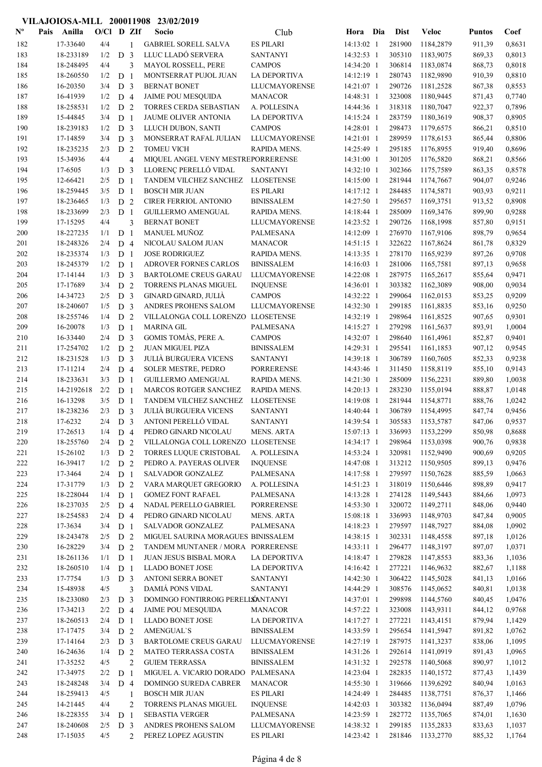# VILAJOIOSA-MLL 200011908 23/02/2019

| Nº | Pais | Anilla | O/Cl | D | ZIf | Socio | Club | Hora | Dia | Dist | Veloc | Puntos | Coef |
|---|---|---|---|---|---|---|---|---|---|---|---|---|---|
| 182 | | 17-33640 | 4/4 | | 1 | GABRIEL SORELL SALVA | ES PILARI | 14:13:02 | 1 | 281900 | 1184,2879 | 911,39 | 0,8631 |
| 183 | | 18-233189 | 1/2 | D | 3 | LLUC LLADÓ SERVERA | SANTANYI | 14:32:53 | 1 | 305310 | 1183,9075 | 869,33 | 0,8013 |
| 184 | | 18-248495 | 4/4 | | 3 | MAYOL ROSSELL, PERE | CAMPOS | 14:34:20 | 1 | 306814 | 1183,0874 | 868,73 | 0,8018 |
| 185 | | 18-260550 | 1/2 | D | 1 | MONTSERRAT PUJOL JUAN | LA DEPORTIVA | 14:12:19 | 1 | 280743 | 1182,9890 | 910,39 | 0,8810 |
| 186 | | 16-20350 | 3/4 | D | 3 | BERNAT BONET | LLUCMAYORENSE | 14:21:07 | 1 | 290726 | 1181,2528 | 867,38 | 0,8553 |
| 187 | | 16-41939 | 1/2 | D | 4 | JAIME POU MESQUIDA | MANACOR | 14:48:31 | 1 | 323008 | 1180,9445 | 871,43 | 0,7740 |
| 188 | | 18-258531 | 1/2 | D | 2 | TORRES CERDA SEBASTIAN | A. POLLESINA | 14:44:36 | 1 | 318318 | 1180,7047 | 922,37 | 0,7896 |
| 189 | | 15-44845 | 3/4 | D | 1 | JAUME OLIVER ANTONIA | LA DEPORTIVA | 14:15:24 | 1 | 283759 | 1180,3619 | 908,37 | 0,8905 |
| 190 | | 18-239183 | 1/2 | D | 3 | LLUCH DUBON, SANTI | CAMPOS | 14:28:01 | 1 | 298473 | 1179,6575 | 866,21 | 0,8510 |
| 191 | | 17-14859 | 3/4 | D | 3 | MONSERRAT RAFAL JULIAN | LLUCMAYORENSE | 14:21:01 | 1 | 289959 | 1178,6153 | 865,44 | 0,8806 |
| 192 | | 18-235235 | 2/3 | D | 2 | TOMEU VICH | RAPIDA MENS. | 14:25:49 | 1 | 295185 | 1176,8955 | 919,40 | 0,8696 |
| 193 | | 15-34936 | 4/4 | | 4 | MIQUEL ANGEL VENY MESTRE | PORRERENSE | 14:31:00 | 1 | 301205 | 1176,5820 | 868,21 | 0,8566 |
| 194 | | 17-6505 | 1/3 | D | 3 | LLORENÇ PERELLÓ VIDAL | SANTANYI | 14:32:10 | 1 | 302366 | 1175,7589 | 863,35 | 0,8578 |
| 195 | | 12-66421 | 2/5 | D | 1 | TANDEM VILCHEZ SANCHEZ | LLOSETENSE | 14:15:00 | 1 | 281944 | 1174,7667 | 904,07 | 0,9246 |
| 196 | | 18-259445 | 3/5 | D | 1 | BOSCH MIR JUAN | ES PILARI | 14:17:12 | 1 | 284485 | 1174,5871 | 903,93 | 0,9211 |
| 197 | | 18-236465 | 1/3 | D | 2 | CIRER FERRIOL ANTONIO | BINISSALEM | 14:27:50 | 1 | 295657 | 1169,3751 | 913,52 | 0,8908 |
| 198 | | 18-233699 | 2/3 | D | 1 | GUILLERMO AMENGUAL | RAPIDA MENS. | 14:18:44 | 1 | 285009 | 1169,3476 | 899,90 | 0,9288 |
| 199 | | 17-15295 | 4/4 | | 3 | BERNAT BONET | LLUCMAYORENSE | 14:23:52 | 1 | 290726 | 1168,1998 | 857,80 | 0,9151 |
| 200 | | 18-227235 | 1/1 | D | 1 | MANUEL MUÑOZ | PALMESANA | 14:12:09 | 1 | 276970 | 1167,9106 | 898,79 | 0,9654 |
| 201 | | 18-248326 | 2/4 | D | 4 | NICOLAU SALOM JUAN | MANACOR | 14:51:15 | 1 | 322622 | 1167,8624 | 861,78 | 0,8329 |
| 202 | | 18-235374 | 1/3 | D | 1 | JOSE RODRIGUEZ | RAPIDA MENS. | 14:13:35 | 1 | 278170 | 1165,9239 | 897,26 | 0,9708 |
| 203 | | 18-245379 | 1/2 | D | 1 | ADROVER FORNES CARLOS | BINISSALEM | 14:16:03 | 1 | 281006 | 1165,7581 | 897,13 | 0,9658 |
| 204 | | 17-14144 | 1/3 | D | 3 | BARTOLOME CREUS GARAU | LLUCMAYORENSE | 14:22:08 | 1 | 287975 | 1165,2617 | 855,64 | 0,9471 |
| 205 | | 17-17689 | 3/4 | D | 2 | TORRENS PLANAS MIGUEL | INQUENSE | 14:36:01 | 1 | 303382 | 1162,3089 | 908,00 | 0,9034 |
| 206 | | 14-34723 | 2/5 | D | 3 | GINARD GINARD, JULIÀ | CAMPOS | 14:32:22 | 1 | 299064 | 1162,0153 | 853,25 | 0,9209 |
| 207 | | 18-240607 | 1/5 | D | 3 | ANDRES PROHENS SALOM | LLUCMAYORENSE | 14:32:30 | 1 | 299185 | 1161,8835 | 853,16 | 0,9250 |
| 208 | | 18-255746 | 1/4 | D | 2 | VILLALONGA COLL LORENZO | LLOSETENSE | 14:32:19 | 1 | 298964 | 1161,8525 | 907,65 | 0,9301 |
| 209 | | 16-20078 | 1/3 | D | 1 | MARINA GIL | PALMESANA | 14:15:27 | 1 | 279298 | 1161,5637 | 893,91 | 1,0004 |
| 210 | | 16-33440 | 2/4 | D | 3 | GOMIS TOMÀS, PERE A. | CAMPOS | 14:32:07 | 1 | 298640 | 1161,4961 | 852,87 | 0,9401 |
| 211 | | 17-254702 | 1/2 | D | 2 | JUAN MIGUEL PIZA | BINISSALEM | 14:29:31 | 1 | 295541 | 1161,1853 | 907,12 | 0,9545 |
| 212 | | 18-231528 | 1/3 | D | 3 | JULIÀ BURGUERA VICENS | SANTANYI | 14:39:18 | 1 | 306789 | 1160,7605 | 852,33 | 0,9238 |
| 213 | | 17-11214 | 2/4 | D | 4 | SOLER MESTRE, PEDRO | PORRERENSE | 14:43:46 | 1 | 311450 | 1158,8119 | 855,10 | 0,9143 |
| 214 | | 18-233631 | 3/3 | D | 1 | GUILLERMO AMENGUAL | RAPIDA MENS. | 14:21:30 | 1 | 285009 | 1156,2231 | 889,80 | 1,0038 |
| 215 | | 14-2192618 | 2/2 | D | 1 | MARCOS ROTGER SANCHEZ | RAPIDA MENS. | 14:20:13 | 1 | 283230 | 1155,0194 | 888,87 | 1,0148 |
| 216 | | 16-13298 | 3/5 | D | 1 | TANDEM VILCHEZ SANCHEZ | LLOSETENSE | 14:19:08 | 1 | 281944 | 1154,8771 | 888,76 | 1,0242 |
| 217 | | 18-238236 | 2/3 | D | 3 | JULIÀ BURGUERA VICENS | SANTANYI | 14:40:44 | 1 | 306789 | 1154,4995 | 847,74 | 0,9456 |
| 218 | | 17-6232 | 2/4 | D | 3 | ANTONI PERELLÓ VIDAL | SANTANYI | 14:39:54 | 1 | 305583 | 1153,5787 | 847,06 | 0,9537 |
| 219 | | 17-26513 | 1/4 | D | 4 | PEDRO GINARD NICOLAU | MENS. ARTA | 15:07:13 | 1 | 336993 | 1153,2299 | 850,98 | 0,8688 |
| 220 | | 18-255760 | 2/4 | D | 2 | VILLALONGA COLL LORENZO | LLOSETENSE | 14:34:17 | 1 | 298964 | 1153,0398 | 900,76 | 0,9838 |
| 221 | | 15-26102 | 1/3 | D | 2 | TORRES LUQUE CRISTOBAL | A. POLLESINA | 14:53:24 | 1 | 320981 | 1152,9490 | 900,69 | 0,9205 |
| 222 | | 16-39417 | 1/2 | D | 2 | PEDRO A. PAYERAS OLIVER | INQUENSE | 14:47:08 | 1 | 313212 | 1150,9505 | 899,13 | 0,9476 |
| 223 | | 17-3464 | 2/4 | D | 1 | SALVADOR GONZALEZ | PALMESANA | 14:17:58 | 1 | 279597 | 1150,7628 | 885,59 | 1,0663 |
| 224 | | 17-31779 | 1/3 | D | 2 | VARA MARQUET GREGORIO | A. POLLESINA | 14:51:23 | 1 | 318019 | 1150,6446 | 898,89 | 0,9417 |
| 225 | | 18-228044 | 1/4 | D | 1 | GOMEZ FONT RAFAEL | PALMESANA | 14:13:28 | 1 | 274128 | 1149,5443 | 884,66 | 1,0973 |
| 226 | | 18-237035 | 2/5 | D | 4 | NADAL PERELLO GABRIEL | PORRERENSE | 14:53:30 | 1 | 320072 | 1149,2711 | 848,06 | 0,9440 |
| 227 | | 18-254583 | 2/4 | D | 4 | PEDRO GINARD NICOLAU | MENS. ARTA | 15:08:18 | 1 | 336993 | 1148,9703 | 847,84 | 0,9005 |
| 228 | | 17-3634 | 3/4 | D | 1 | SALVADOR GONZALEZ | PALMESANA | 14:18:23 | 1 | 279597 | 1148,7927 | 884,08 | 1,0902 |
| 229 | | 18-243478 | 2/5 | D | 2 | MIGUEL SAURINA MORAGUES | BINISSALEM | 14:38:15 | 1 | 302331 | 1148,4558 | 897,18 | 1,0126 |
| 230 | | 16-28229 | 3/4 | D | 2 | TANDEM MUNTANER / MORA | PORRERENSE | 14:33:11 | 1 | 296477 | 1148,3197 | 897,07 | 1,0371 |
| 231 | | 18-261136 | 1/1 | D | 1 | JUAN JESUS BISBAL MORA | LA DEPORTIVA | 14:18:47 | 1 | 279828 | 1147,8553 | 883,36 | 1,1036 |
| 232 | | 18-260510 | 1/4 | D | 1 | LLADO BONET JOSE | LA DEPORTIVA | 14:16:42 | 1 | 277221 | 1146,9632 | 882,67 | 1,1188 |
| 233 | | 17-7754 | 1/3 | D | 3 | ANTONI SERRA BONET | SANTANYI | 14:42:30 | 1 | 306422 | 1145,5028 | 841,13 | 1,0166 |
| 234 | | 15-48938 | 4/5 | | 3 | DAMIÁ PONS VIDAL | SANTANYI | 14:44:29 | 1 | 308576 | 1145,0652 | 840,81 | 1,0138 |
| 235 | | 18-233080 | 2/3 | D | 3 | DOMINGO FONTIRROIG PERELLÓ | SANTANYI | 14:37:01 | 1 | 299898 | 1144,5760 | 840,45 | 1,0476 |
| 236 | | 17-34213 | 2/2 | D | 4 | JAIME POU MESQUIDA | MANACOR | 14:57:22 | 1 | 323008 | 1143,9311 | 844,12 | 0,9768 |
| 237 | | 18-260513 | 2/4 | D | 1 | LLADO BONET JOSE | LA DEPORTIVA | 14:17:27 | 1 | 277221 | 1143,4151 | 879,94 | 1,1429 |
| 238 | | 17-17475 | 3/4 | D | 2 | AMENGUAL`S | BINISSALEM | 14:33:59 | 1 | 295654 | 1141,5947 | 891,82 | 1,0762 |
| 239 | | 17-14164 | 2/3 | D | 3 | BARTOLOME CREUS GARAU | LLUCMAYORENSE | 14:27:19 | 1 | 287975 | 1141,3237 | 838,06 | 1,1095 |
| 240 | | 16-24636 | 1/4 | D | 2 | MATEO TERRASSA COSTA | BINISSALEM | 14:31:26 | 1 | 292614 | 1141,0919 | 891,43 | 1,0965 |
| 241 | | 17-35252 | 4/5 | | 2 | GUIEM TERRASSA | BINISSALEM | 14:31:32 | 1 | 292578 | 1140,5068 | 890,97 | 1,1012 |
| 242 | | 17-34975 | 2/2 | D | 1 | MIGUEL A. VICARIO DORADO | PALMESANA | 14:23:04 | 1 | 282835 | 1140,1572 | 877,43 | 1,1439 |
| 243 | | 18-248248 | 3/4 | D | 4 | DOMINGO SUREDA CABRER | MANACOR | 14:55:30 | 1 | 319666 | 1139,6292 | 840,94 | 1,0163 |
| 244 | | 18-259413 | 4/5 | | 1 | BOSCH MIR JUAN | ES PILARI | 14:24:49 | 1 | 284485 | 1138,7751 | 876,37 | 1,1466 |
| 245 | | 14-21445 | 4/4 | | 2 | TORRENS PLANAS MIGUEL | INQUENSE | 14:42:03 | 1 | 303382 | 1136,0494 | 887,49 | 1,0796 |
| 246 | | 18-228355 | 3/4 | D | 1 | SEBASTIA VERGER | PALMESANA | 14:23:59 | 1 | 282772 | 1135,7065 | 874,01 | 1,1630 |
| 247 | | 18-240608 | 2/5 | D | 3 | ANDRES PROHENS SALOM | LLUCMAYORENSE | 14:38:32 | 1 | 299185 | 1135,2833 | 833,63 | 1,1037 |
| 248 | | 17-15035 | 4/5 | | 2 | PEREZ LOPEZ AGUSTIN | ES PILARI | 14:23:42 | 1 | 281846 | 1133,2770 | 885,32 | 1,1764 |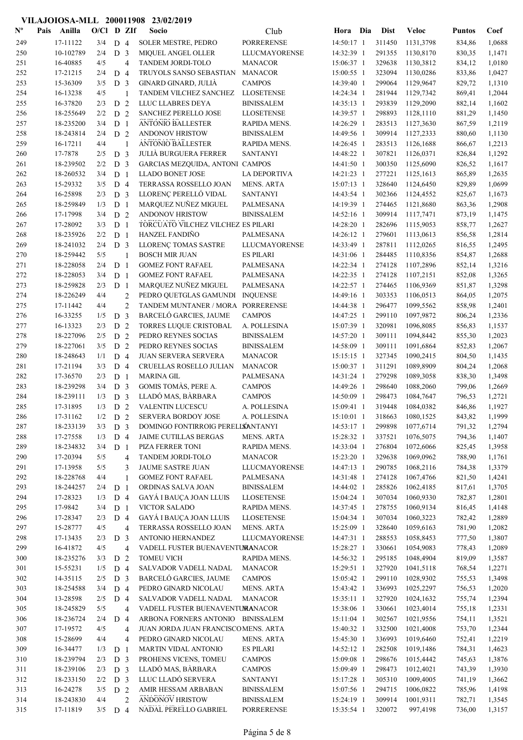# VILAJOIOSA-MLL 200011908 23/02/2019

| Nº | Pais | Anilla | O/Cl | D | ZIf | Socio | Club | Hora | Dia | Dist | Veloc | Puntos | Coef |
|---|---|---|---|---|---|---|---|---|---|---|---|---|---|
| 249 | | 17-11122 | 3/4 | D | 4 | SOLER MESTRE, PEDRO | PORRERENSE | 14:50:17 | 1 | 311450 | 1131,3798 | 834,86 | 1,0688 |
| 250 | | 10-102789 | 2/4 | D | 3 | MIQUEL ANGEL OLLER | LLUCMAYORENSE | 14:32:39 | 1 | 291355 | 1130,8170 | 830,35 | 1,1471 |
| 251 | | 16-40885 | 4/5 | | 4 | TANDEM JORDI-TOLO | MANACOR | 15:06:37 | 1 | 329638 | 1130,3812 | 834,12 | 1,0180 |
| 252 | | 17-21215 | 2/4 | D | 4 | TRUYOLS SANSO SEBASTIAN | MANACOR | 15:00:55 | 1 | 323094 | 1130,0286 | 833,86 | 1,0427 |
| 253 | | 15-36309 | 3/5 | D | 3 | GINARD GINARD, JULIÀ | CAMPOS | 14:39:40 | 1 | 299064 | 1129,9647 | 829,72 | 1,1310 |
| 254 | | 16-13238 | 4/5 | | 1 | TANDEM VILCHEZ SANCHEZ | LLOSETENSE | 14:24:34 | 1 | 281944 | 1129,7342 | 869,41 | 1,2044 |
| 255 | | 16-37820 | 2/3 | D | 2 | LLUC LLABRES DEYA | BINISSALEM | 14:35:13 | 1 | 293839 | 1129,2090 | 882,14 | 1,1602 |
| 256 | | 18-255649 | 2/2 | D | 2 | SANCHEZ PERELLO JOSE | LLOSETENSE | 14:39:57 | 1 | 298893 | 1128,1110 | 881,29 | 1,1450 |
| 257 | | 18-235200 | 3/4 | D | 1 | ANTONIO BALLESTER | RAPIDA MENS. | 14:26:29 | 1 | 283513 | 1127,3630 | 867,59 | 1,2119 |
| 258 | | 18-243814 | 2/4 | D | 2 | ANDONOV HRISTOW | BINISSALEM | 14:49:56 | 1 | 309914 | 1127,2333 | 880,60 | 1,1130 |
| 259 | | 16-17211 | 4/4 | | 1 | ANTONIO BALLESTER | RAPIDA MENS. | 14:26:45 | 1 | 283513 | 1126,1688 | 866,67 | 1,2213 |
| 260 | | 17-7878 | 2/5 | D | 3 | JULIÀ BURGUERA FERRER | SANTANYI | 14:48:22 | 1 | 307821 | 1126,0371 | 826,84 | 1,1292 |
| 261 | | 18-239502 | 2/2 | D | 3 | GARCIAS MEZQUIDA, ANTONI | CAMPOS | 14:41:50 | 1 | 300350 | 1125,6090 | 826,52 | 1,1617 |
| 262 | | 18-260532 | 3/4 | D | 1 | LLADO BONET JOSE | LA DEPORTIVA | 14:21:23 | 1 | 277221 | 1125,1613 | 865,89 | 1,2635 |
| 263 | | 15-29332 | 3/5 | D | 4 | TERRASSA ROSSELLO JOAN | MENS. ARTA | 15:07:13 | 1 | 328640 | 1124,6450 | 829,89 | 1,0699 |
| 264 | | 16-25898 | 2/3 | D | 3 | LLORENÇ PERELLÓ VIDAL | SANTANYI | 14:43:54 | 1 | 302366 | 1124,4552 | 825,67 | 1,1673 |
| 265 | | 18-259849 | 1/3 | D | 1 | MARQUEZ NUÑEZ MIGUEL | PALMESANA | 14:19:39 | 1 | 274465 | 1121,8680 | 863,36 | 1,2908 |
| 266 | | 17-17998 | 3/4 | D | 2 | ANDONOV HRISTOW | BINISSALEM | 14:52:16 | 1 | 309914 | 1117,7471 | 873,19 | 1,1475 |
| 267 | | 17-28092 | 3/5 | D | 1 | TORCUATO VILCHEZ VILCHEZ | ES PILARI | 14:28:20 | 1 | 282696 | 1115,9053 | 858,77 | 1,2627 |
| 268 | | 18-235926 | 2/2 | D | 1 | HANZEL FANDIÑO | PALMESANA | 14:26:12 | 1 | 279601 | 1113,0613 | 856,58 | 1,2814 |
| 269 | | 18-241032 | 2/4 | D | 3 | LLORENÇ TOMAS SASTRE | LLUCMAYORENSE | 14:33:49 | 1 | 287811 | 1112,0265 | 816,55 | 1,2495 |
| 270 | | 18-259442 | 5/5 | | 1 | BOSCH MIR JUAN | ES PILARI | 14:31:06 | 1 | 284485 | 1110,8356 | 854,87 | 1,2688 |
| 271 | | 18-228058 | 2/4 | D | 1 | GOMEZ FONT RAFAEL | PALMESANA | 14:22:34 | 1 | 274128 | 1107,2896 | 852,14 | 1,3216 |
| 272 | | 18-228053 | 3/4 | D | 1 | GOMEZ FONT RAFAEL | PALMESANA | 14:22:35 | 1 | 274128 | 1107,2151 | 852,08 | 1,3265 |
| 273 | | 18-259828 | 2/3 | D | 1 | MARQUEZ NUÑEZ MIGUEL | PALMESANA | 14:22:57 | 1 | 274465 | 1106,9369 | 851,87 | 1,3298 |
| 274 | | 18-226249 | 4/4 | | 2 | PEDRO QUETGLAS GAMUNDI | INQUENSE | 14:49:16 | 1 | 303353 | 1106,0513 | 864,05 | 1,2075 |
| 275 | | 17-11442 | 4/4 | | 2 | TANDEM MUNTANER / MORA | PORRERENSE | 14:44:38 | 1 | 296477 | 1099,5562 | 858,98 | 1,2401 |
| 276 | | 16-33255 | 1/5 | D | 3 | BARCELÓ GARCIES, JAUME | CAMPOS | 14:47:25 | 1 | 299110 | 1097,9872 | 806,24 | 1,2336 |
| 277 | | 16-13323 | 2/3 | D | 2 | TORRES LUQUE CRISTOBAL | A. POLLESINA | 15:07:39 | 1 | 320981 | 1096,8085 | 856,83 | 1,1537 |
| 278 | | 18-227096 | 2/5 | D | 2 | PEDRO REYNES SOCIAS | BINISSALEM | 14:57:20 | 1 | 309111 | 1094,8442 | 855,30 | 1,2023 |
| 279 | | 18-227061 | 3/5 | D | 2 | PEDRO REYNES SOCIAS | BINISSALEM | 14:58:09 | 1 | 309111 | 1091,6864 | 852,83 | 1,2067 |
| 280 | | 18-248643 | 1/1 | D | 4 | JUAN SERVERA SERVERA | MANACOR | 15:15:15 | 1 | 327345 | 1090,2415 | 804,50 | 1,1435 |
| 281 | | 17-21194 | 3/3 | D | 4 | CRUELLAS ROSELLO JULIAN | MANACOR | 15:00:37 | 1 | 311291 | 1089,8909 | 804,24 | 1,2068 |
| 282 | | 17-36570 | 2/3 | D | 1 | MARINA GIL | PALMESANA | 14:31:24 | 1 | 279298 | 1089,3058 | 838,30 | 1,3498 |
| 283 | | 18-239298 | 3/4 | D | 3 | GOMIS TOMÀS, PERE A. | CAMPOS | 14:49:26 | 1 | 298640 | 1088,2060 | 799,06 | 1,2669 |
| 284 | | 18-239111 | 1/3 | D | 3 | LLADÓ MAS, BÀRBARA | CAMPOS | 14:50:09 | 1 | 298473 | 1084,7647 | 796,53 | 1,2721 |
| 285 | | 17-31895 | 1/3 | D | 2 | VALENTIN LUCESCU | A. POLLESINA | 15:09:41 | 1 | 319448 | 1084,0382 | 846,86 | 1,1927 |
| 286 | | 17-31162 | 1/2 | D | 2 | SERVERA BORDOY JOSE | A. POLLESINA | 15:10:01 | 1 | 318663 | 1080,5125 | 843,82 | 1,1999 |
| 287 | | 18-233139 | 3/3 | D | 3 | DOMINGO FONTIRROIG PERELLÓ | SANTANYI | 14:53:17 | 1 | 299898 | 1077,6714 | 791,32 | 1,2794 |
| 288 | | 17-27558 | 1/3 | D | 4 | JAIME CUTILLAS BERGAS | MENS. ARTA | 15:28:32 | 1 | 337521 | 1076,5075 | 794,36 | 1,1407 |
| 289 | | 18-234832 | 3/4 | D | 1 | PIZA FERRER TONI | RAPIDA MENS. | 14:33:04 | 1 | 276804 | 1072,6066 | 825,45 | 1,3958 |
| 290 | | 17-20394 | 5/5 | | 4 | TANDEM JORDI-TOLO | MANACOR | 15:23:20 | 1 | 329638 | 1069,0962 | 788,90 | 1,1761 |
| 291 | | 17-13958 | 5/5 | | 3 | JAUME SASTRE JUAN | LLUCMAYORENSE | 14:47:13 | 1 | 290785 | 1068,2116 | 784,38 | 1,3379 |
| 292 | | 18-228768 | 4/4 | | 1 | GOMEZ FONT RAFAEL | PALMESANA | 14:31:48 | 1 | 274128 | 1067,4766 | 821,50 | 1,4241 |
| 293 | | 18-244257 | 2/4 | D | 1 | ORDINAS SALVA JOAN | BINISSALEM | 14:44:02 | 1 | 285826 | 1062,4185 | 817,61 | 1,3705 |
| 294 | | 17-28323 | 1/3 | D | 4 | GAYÁ I BAUÇA JOAN LLUIS | LLOSETENSE | 15:04:24 | 1 | 307034 | 1060,9330 | 782,87 | 1,2801 |
| 295 | | 17-9842 | 3/4 | D | 1 | VICTOR SALADO | RAPIDA MENS. | 14:37:45 | 1 | 278755 | 1060,9134 | 816,45 | 1,4148 |
| 296 | | 17-28347 | 2/3 | D | 4 | GAYÁ I BAUÇA JOAN LLUIS | LLOSETENSE | 15:04:34 | 1 | 307034 | 1060,3223 | 782,42 | 1,2889 |
| 297 | | 15-28777 | 4/5 | | 4 | TERRASSA ROSSELLO JOAN | MENS. ARTA | 15:25:09 | 1 | 328640 | 1059,6163 | 781,90 | 1,2082 |
| 298 | | 17-13435 | 2/3 | D | 3 | ANTONIO HERNANDEZ | LLUCMAYORENSE | 14:47:31 | 1 | 288553 | 1058,8453 | 777,50 | 1,3807 |
| 299 | | 16-41872 | 4/5 | | 4 | VADELL FUSTER BUENAVENTURA | MANACOR | 15:28:27 | 1 | 330661 | 1054,9083 | 778,43 | 1,2089 |
| 300 | | 18-235276 | 3/3 | D | 2 | TOMEU VICH | RAPIDA MENS. | 14:56:32 | 1 | 295185 | 1048,4904 | 819,09 | 1,3587 |
| 301 | | 15-55231 | 1/5 | D | 4 | SALVADOR VADELL NADAL | MANACOR | 15:29:51 | 1 | 327920 | 1041,5118 | 768,54 | 1,2271 |
| 302 | | 14-35115 | 2/5 | D | 3 | BARCELÓ GARCIES, JAUME | CAMPOS | 15:05:42 | 1 | 299110 | 1028,9302 | 755,53 | 1,3498 |
| 303 | | 18-254588 | 3/4 | D | 4 | PEDRO GINARD NICOLAU | MENS. ARTA | 15:43:42 | 1 | 336993 | 1025,2297 | 756,53 | 1,2020 |
| 304 | | 13-28598 | 2/5 | D | 4 | SALVADOR VADELL NADAL | MANACOR | 15:35:11 | 1 | 327920 | 1024,1632 | 755,74 | 1,2394 |
| 305 | | 18-245829 | 5/5 | | 4 | VADELL FUSTER BUENAVENTURA | MANACOR | 15:38:06 | 1 | 330661 | 1023,4014 | 755,18 | 1,2331 |
| 306 | | 18-236724 | 2/4 | D | 4 | ARBONA FORNERS ANTONIO | BINISSALEM | 15:11:04 | 1 | 302567 | 1021,9556 | 754,11 | 1,3521 |
| 307 | | 17-19572 | 4/5 | | 4 | JUAN JORDA JUAN FRANCISCO | MENS. ARTA | 15:40:32 | 1 | 332500 | 1021,4008 | 753,70 | 1,2344 |
| 308 | | 15-28699 | 4/4 | | 4 | PEDRO GINARD NICOLAU | MENS. ARTA | 15:45:30 | 1 | 336993 | 1019,6460 | 752,41 | 1,2219 |
| 309 | | 16-34477 | 1/3 | D | 1 | MARTIN VIDAL ANTONIO | ES PILARI | 14:52:12 | 1 | 282508 | 1019,1486 | 784,31 | 1,4623 |
| 310 | | 18-239794 | 2/3 | D | 3 | PROHENS VICENS, TOMEU | CAMPOS | 15:09:08 | 1 | 298676 | 1015,4442 | 745,63 | 1,3876 |
| 311 | | 18-239106 | 2/3 | D | 3 | LLADÓ MAS, BÀRBARA | CAMPOS | 15:09:49 | 1 | 298473 | 1012,4021 | 743,39 | 1,3930 |
| 312 | | 18-233150 | 2/2 | D | 3 | LLUC LLADÓ SERVERA | SANTANYI | 15:17:28 | 1 | 305310 | 1009,4005 | 741,19 | 1,3662 |
| 313 | | 16-24278 | 3/5 | D | 2 | AMIR HESSAM ARBABAN | BINISSALEM | 15:07:56 | 1 | 294715 | 1006,0822 | 785,96 | 1,4198 |
| 314 | | 18-243830 | 4/4 | | 2 | ANDONOV HRISTOW | BINISSALEM | 15:24:19 | 1 | 309914 | 1001,9311 | 782,71 | 1,3545 |
| 315 | | 17-11819 | 3/5 | D | 4 | NADAL PERELLO GABRIEL | PORRERENSE | 15:35:54 | 1 | 320072 | 997,4198 | 736,00 | 1,3157 |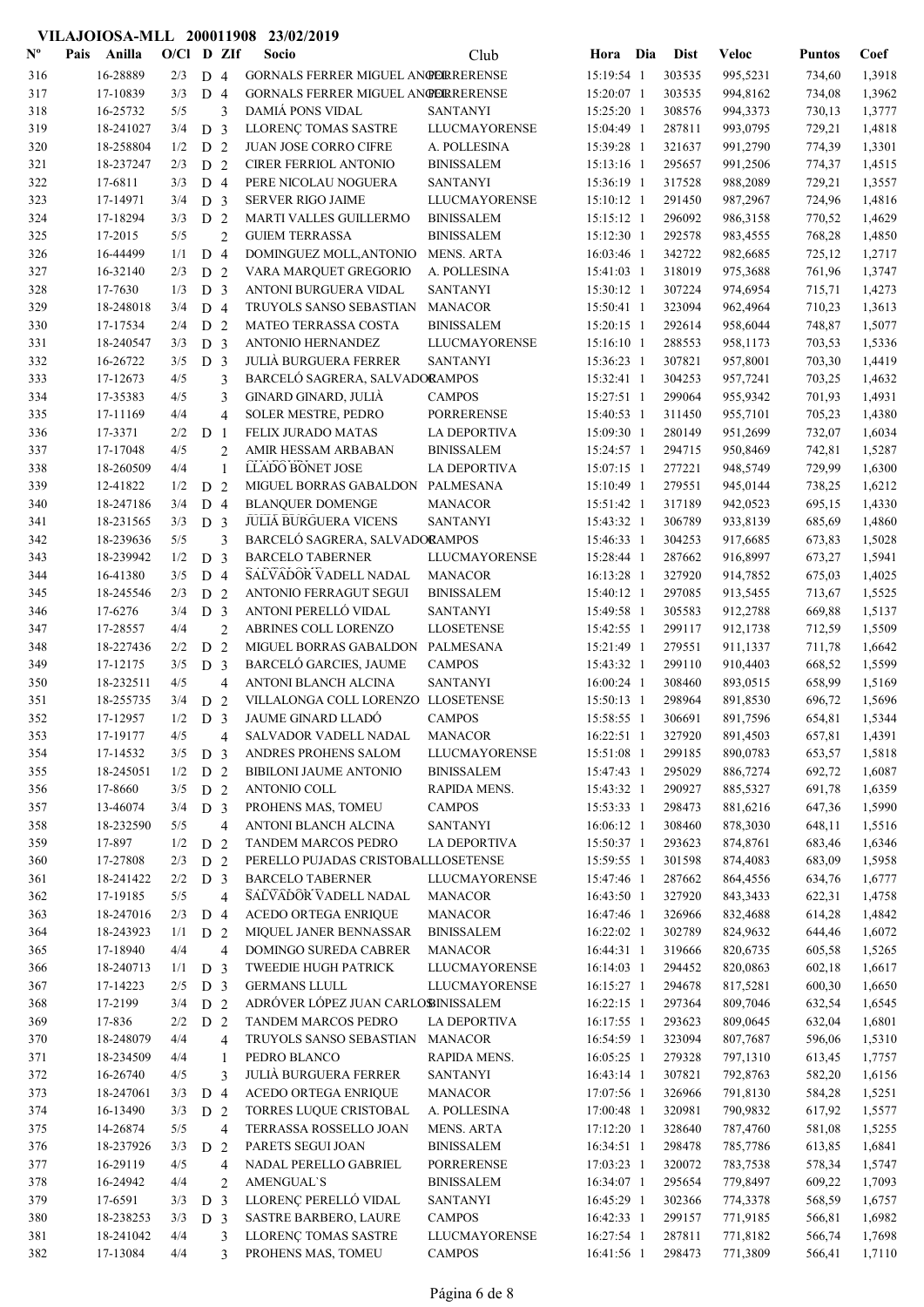## VILAJOIOSA-MLL 200011908 23/02/2019

| Nº | Pais | Anilla | O/Cl | D | ZIf | Socio | Club | Hora | Dia | Dist | Veloc | Puntos | Coef |
|---|---|---|---|---|---|---|---|---|---|---|---|---|---|
| 316 | | 16-28889 | 2/3 | D | 4 | GORNALS FERRER MIGUEL ANGEL | PORRERENSE | 15:19:54 | 1 | 303535 | 995,5231 | 734,60 | 1,3918 |
| 317 | | 17-10839 | 3/3 | D | 4 | GORNALS FERRER MIGUEL ANGEL | PORRERENSE | 15:20:07 | 1 | 303535 | 994,8162 | 734,08 | 1,3962 |
| 318 | | 16-25732 | 5/5 | | 3 | DAMIÁ PONS VIDAL | SANTANYI | 15:25:20 | 1 | 308576 | 994,3373 | 730,13 | 1,3777 |
| 319 | | 18-241027 | 3/4 | D | 3 | LLORENÇ TOMAS SASTRE | LLUCMAYORENSE | 15:04:49 | 1 | 287811 | 993,0795 | 729,21 | 1,4818 |
| 320 | | 18-258804 | 1/2 | D | 2 | JUAN JOSE CORRO CIFRE | A. POLLESINA | 15:39:28 | 1 | 321637 | 991,2790 | 774,39 | 1,3301 |
| 321 | | 18-237247 | 2/3 | D | 2 | CIRER FERRIOL ANTONIO | BINISSALEM | 15:13:16 | 1 | 295657 | 991,2506 | 774,37 | 1,4515 |
| 322 | | 17-6811 | 3/3 | D | 4 | PERE NICOLAU NOGUERA | SANTANYI | 15:36:19 | 1 | 317528 | 988,2089 | 729,21 | 1,3557 |
| 323 | | 17-14971 | 3/4 | D | 3 | SERVER RIGO JAIME | LLUCMAYORENSE | 15:10:12 | 1 | 291450 | 987,2967 | 724,96 | 1,4816 |
| 324 | | 17-18294 | 3/3 | D | 2 | MARTI VALLES GUILLERMO | BINISSALEM | 15:15:12 | 1 | 296092 | 986,3158 | 770,52 | 1,4629 |
| 325 | | 17-2015 | 5/5 | | 2 | GUIEM TERRASSA | BINISSALEM | 15:12:30 | 1 | 292578 | 983,4555 | 768,28 | 1,4850 |
| 326 | | 16-44499 | 1/1 | D | 4 | DOMINGUEZ MOLL,ANTONIO | MENS. ARTA | 16:03:46 | 1 | 342722 | 982,6685 | 725,12 | 1,2717 |
| 327 | | 16-32140 | 2/3 | D | 2 | VARA MARQUET GREGORIO | A. POLLESINA | 15:41:03 | 1 | 318019 | 975,3688 | 761,96 | 1,3747 |
| 328 | | 17-7630 | 1/3 | D | 3 | ANTONI BURGUERA VIDAL | SANTANYI | 15:30:12 | 1 | 307224 | 974,6954 | 715,71 | 1,4273 |
| 329 | | 18-248018 | 3/4 | D | 4 | TRUYOLS SANSO SEBASTIAN | MANACOR | 15:50:41 | 1 | 323094 | 962,4964 | 710,23 | 1,3613 |
| 330 | | 17-17534 | 2/4 | D | 2 | MATEO TERRASSA COSTA | BINISSALEM | 15:20:15 | 1 | 292614 | 958,6044 | 748,87 | 1,5077 |
| 331 | | 18-240547 | 3/3 | D | 3 | ANTONIO HERNANDEZ | LLUCMAYORENSE | 15:16:10 | 1 | 288553 | 958,1173 | 703,53 | 1,5336 |
| 332 | | 16-26722 | 3/5 | D | 3 | JULIÀ BURGUERA FERRER | SANTANYI | 15:36:23 | 1 | 307821 | 957,8001 | 703,30 | 1,4419 |
| 333 | | 17-12673 | 4/5 | | 3 | BARCELÓ SAGRERA, SALVADOR | CAMPOS | 15:32:41 | 1 | 304253 | 957,7241 | 703,25 | 1,4632 |
| 334 | | 17-35383 | 4/5 | | 3 | GINARD GINARD, JULIÀ | CAMPOS | 15:27:51 | 1 | 299064 | 955,9342 | 701,93 | 1,4931 |
| 335 | | 17-11169 | 4/4 | | 4 | SOLER MESTRE, PEDRO | PORRERENSE | 15:40:53 | 1 | 311450 | 955,7101 | 705,23 | 1,4380 |
| 336 | | 17-3371 | 2/2 | D | 1 | FELIX JURADO MATAS | LA DEPORTIVA | 15:09:30 | 1 | 280149 | 951,2699 | 732,07 | 1,6034 |
| 337 | | 17-17048 | 4/5 | | 2 | AMIR HESSAM ARBABAN | BINISSALEM | 15:24:57 | 1 | 294715 | 950,8469 | 742,81 | 1,5287 |
| 338 | | 18-260509 | 4/4 | | 1 | LLADO BONET JOSE | LA DEPORTIVA | 15:07:15 | 1 | 277221 | 948,5749 | 729,99 | 1,6300 |
| 339 | | 12-41822 | 1/2 | D | 2 | MIGUEL BORRAS GABALDON | PALMESANA | 15:10:49 | 1 | 279551 | 945,0144 | 738,25 | 1,6212 |
| 340 | | 18-247186 | 3/4 | D | 4 | BLANQUER DOMENGE | MANACOR | 15:51:42 | 1 | 317189 | 942,0523 | 695,15 | 1,4330 |
| 341 | | 18-231565 | 3/3 | D | 3 | JULIÀ BURGUERA VICENS | SANTANYI | 15:43:32 | 1 | 306789 | 933,8139 | 685,69 | 1,4860 |
| 342 | | 18-239636 | 5/5 | | 3 | BARCELÓ SAGRERA, SALVADOR | CAMPOS | 15:46:33 | 1 | 304253 | 917,6685 | 673,83 | 1,5028 |
| 343 | | 18-239942 | 1/2 | D | 3 | BARCELO TABERNER | LLUCMAYORENSE | 15:28:44 | 1 | 287662 | 916,8997 | 673,27 | 1,5941 |
| 344 | | 16-41380 | 3/5 | D | 4 | SALVADOR VADELL NADAL | MANACOR | 16:13:28 | 1 | 327920 | 914,7852 | 675,03 | 1,4025 |
| 345 | | 18-245546 | 2/3 | D | 2 | ANTONIO FERRAGUT SEGUI | BINISSALEM | 15:40:12 | 1 | 297085 | 913,5455 | 713,67 | 1,5525 |
| 346 | | 17-6276 | 3/4 | D | 3 | ANTONI PERELLÓ VIDAL | SANTANYI | 15:49:58 | 1 | 305583 | 912,2788 | 669,88 | 1,5137 |
| 347 | | 17-28557 | 4/4 | | 2 | ABRINES COLL LORENZO | LLOSETENSE | 15:42:55 | 1 | 299117 | 912,1738 | 712,59 | 1,5509 |
| 348 | | 18-227436 | 2/2 | D | 2 | MIGUEL BORRAS GABALDON | PALMESANA | 15:21:49 | 1 | 279551 | 911,1337 | 711,78 | 1,6642 |
| 349 | | 17-12175 | 3/5 | D | 3 | BARCELÓ GARCIES, JAUME | CAMPOS | 15:43:32 | 1 | 299110 | 910,4403 | 668,52 | 1,5599 |
| 350 | | 18-232511 | 4/5 | | 4 | ANTONI BLANCH ALCINA | SANTANYI | 16:00:24 | 1 | 308460 | 893,0515 | 658,99 | 1,5169 |
| 351 | | 18-255735 | 3/4 | D | 2 | VILLALONGA COLL LORENZO | LLOSETENSE | 15:50:13 | 1 | 298964 | 891,8530 | 696,72 | 1,5696 |
| 352 | | 17-12957 | 1/2 | D | 3 | JAUME GINARD LLADÓ | CAMPOS | 15:58:55 | 1 | 306691 | 891,7596 | 654,81 | 1,5344 |
| 353 | | 17-19177 | 4/5 | | 4 | SALVADOR VADELL NADAL | MANACOR | 16:22:51 | 1 | 327920 | 891,4503 | 657,81 | 1,4391 |
| 354 | | 17-14532 | 3/5 | D | 3 | ANDRES PROHENS SALOM | LLUCMAYORENSE | 15:51:08 | 1 | 299185 | 890,0783 | 653,57 | 1,5818 |
| 355 | | 18-245051 | 1/2 | D | 2 | BIBILONI JAUME ANTONIO | BINISSALEM | 15:47:43 | 1 | 295029 | 886,7274 | 692,72 | 1,6087 |
| 356 | | 17-8660 | 3/5 | D | 2 | ANTONIO COLL | RAPIDA MENS. | 15:43:32 | 1 | 290927 | 885,5327 | 691,78 | 1,6359 |
| 357 | | 13-46074 | 3/4 | D | 3 | PROHENS MAS, TOMEU | CAMPOS | 15:53:33 | 1 | 298473 | 881,6216 | 647,36 | 1,5990 |
| 358 | | 18-232590 | 5/5 | | 4 | ANTONI BLANCH ALCINA | SANTANYI | 16:06:12 | 1 | 308460 | 878,3030 | 648,11 | 1,5516 |
| 359 | | 17-897 | 1/2 | D | 2 | TANDEM MARCOS PEDRO | LA DEPORTIVA | 15:50:37 | 1 | 293623 | 874,8761 | 683,46 | 1,6346 |
| 360 | | 17-27808 | 2/3 | D | 2 | PERELLO PUJADAS CRISTOBAL | LLOSETENSE | 15:59:55 | 1 | 301598 | 874,4083 | 683,09 | 1,5958 |
| 361 | | 18-241422 | 2/2 | D | 3 | BARCELO TABERNER | LLUCMAYORENSE | 15:47:46 | 1 | 287662 | 864,4556 | 634,76 | 1,6777 |
| 362 | | 17-19185 | 5/5 | | 4 | SALVADOR VADELL NADAL | MANACOR | 16:43:50 | 1 | 327920 | 843,3433 | 622,31 | 1,4758 |
| 363 | | 18-247016 | 2/3 | D | 4 | ACEDO ORTEGA ENRIQUE | MANACOR | 16:47:46 | 1 | 326966 | 832,4688 | 614,28 | 1,4842 |
| 364 | | 18-243923 | 1/1 | D | 2 | MIQUEL JANER BENNASSAR | BINISSALEM | 16:22:02 | 1 | 302789 | 824,9632 | 644,46 | 1,6072 |
| 365 | | 17-18940 | 4/4 | | 4 | DOMINGO SUREDA CABRER | MANACOR | 16:44:31 | 1 | 319666 | 820,6735 | 605,58 | 1,5265 |
| 366 | | 18-240713 | 1/1 | D | 3 | TWEEDIE HUGH PATRICK | LLUCMAYORENSE | 16:14:03 | 1 | 294452 | 820,0863 | 602,18 | 1,6617 |
| 367 | | 17-14223 | 2/5 | D | 3 | GERMANS LLULL | LLUCMAYORENSE | 16:15:27 | 1 | 294678 | 817,5281 | 600,30 | 1,6650 |
| 368 | | 17-2199 | 3/4 | D | 2 | ADRÓVER LÓPEZ JUAN CARLOS | BINISSALEM | 16:22:15 | 1 | 297364 | 809,7046 | 632,54 | 1,6545 |
| 369 | | 17-836 | 2/2 | D | 2 | TANDEM MARCOS PEDRO | LA DEPORTIVA | 16:17:55 | 1 | 293623 | 809,0645 | 632,04 | 1,6801 |
| 370 | | 18-248079 | 4/4 | | 4 | TRUYOLS SANSO SEBASTIAN | MANACOR | 16:54:59 | 1 | 323094 | 807,7687 | 596,06 | 1,5310 |
| 371 | | 18-234509 | 4/4 | | 1 | PEDRO BLANCO | RAPIDA MENS. | 16:05:25 | 1 | 279328 | 797,1310 | 613,45 | 1,7757 |
| 372 | | 16-26740 | 4/5 | | 3 | JULIÀ BURGUERA FERRER | SANTANYI | 16:43:14 | 1 | 307821 | 792,8763 | 582,20 | 1,6156 |
| 373 | | 18-247061 | 3/3 | D | 4 | ACEDO ORTEGA ENRIQUE | MANACOR | 17:07:56 | 1 | 326966 | 791,8130 | 584,28 | 1,5251 |
| 374 | | 16-13490 | 3/3 | D | 2 | TORRES LUQUE CRISTOBAL | A. POLLESINA | 17:00:48 | 1 | 320981 | 790,9832 | 617,92 | 1,5577 |
| 375 | | 14-26874 | 5/5 | | 4 | TERRASSA ROSSELLO JOAN | MENS. ARTA | 17:12:20 | 1 | 328640 | 787,4760 | 581,08 | 1,5255 |
| 376 | | 18-237926 | 3/3 | D | 2 | PARETS SEGUI JOAN | BINISSALEM | 16:34:51 | 1 | 298478 | 785,7786 | 613,85 | 1,6841 |
| 377 | | 16-29119 | 4/5 | | 4 | NADAL PERELLO GABRIEL | PORRERENSE | 17:03:23 | 1 | 320072 | 783,7538 | 578,34 | 1,5747 |
| 378 | | 16-24942 | 4/4 | | 2 | AMENGUAL'S | BINISSALEM | 16:34:07 | 1 | 295654 | 779,8497 | 609,22 | 1,7093 |
| 379 | | 17-6591 | 3/3 | D | 3 | LLORENÇ PERELLÓ VIDAL | SANTANYI | 16:45:29 | 1 | 302366 | 774,3378 | 568,59 | 1,6757 |
| 380 | | 18-238253 | 3/3 | D | 3 | SASTRE BARBERO, LAURE | CAMPOS | 16:42:33 | 1 | 299157 | 771,9185 | 566,81 | 1,6982 |
| 381 | | 18-241042 | 4/4 | | 3 | LLORENÇ TOMAS SASTRE | LLUCMAYORENSE | 16:27:54 | 1 | 287811 | 771,8182 | 566,74 | 1,7698 |
| 382 | | 17-13084 | 4/4 | | 3 | PROHENS MAS, TOMEU | CAMPOS | 16:41:56 | 1 | 298473 | 771,3809 | 566,41 | 1,7110 |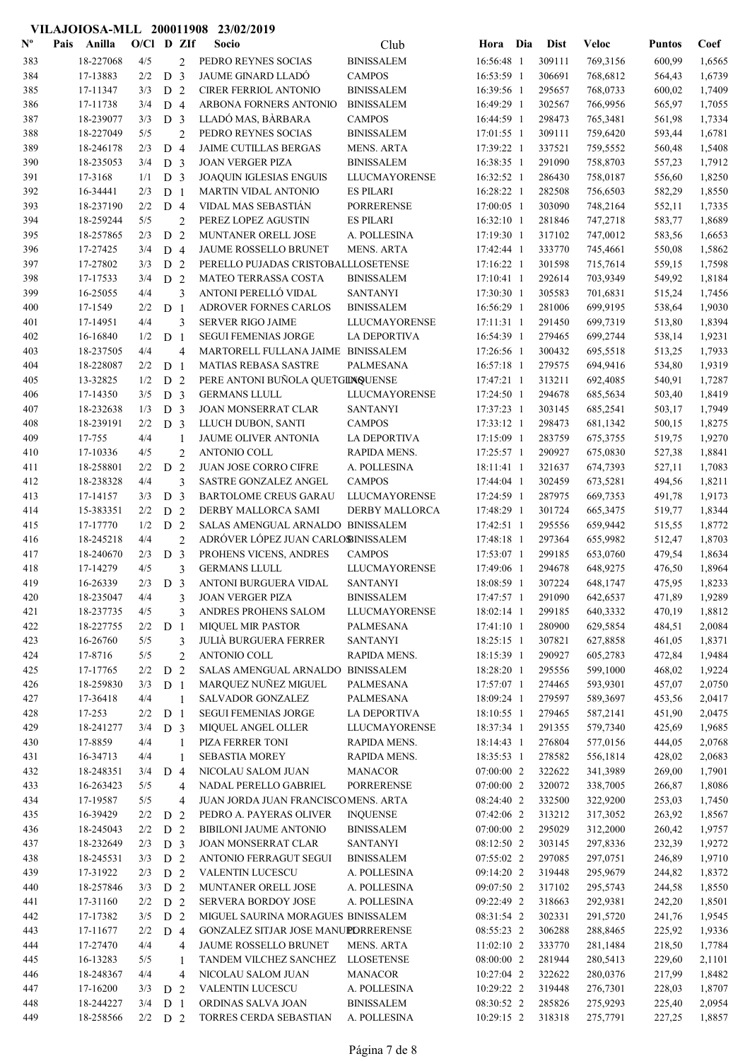**VILAJOIOSA-MLL 200011908 23/02/2019**

| Nº | Pais | Anilla | O/Cl | D | ZIf | Socio | Club | Hora | Dia | Dist | Veloc | Puntos | Coef |
|---|---|---|---|---|---|---|---|---|---|---|---|---|---|
| 383 | | 18-227068 | 4/5 | | 2 | PEDRO REYNES SOCIAS | BINISSALEM | 16:56:48 | 1 | 309111 | 769,3156 | 600,99 | 1,6565 |
| 384 | | 17-13883 | 2/2 | D | 3 | JAUME GINARD LLADÓ | CAMPOS | 16:53:59 | 1 | 306691 | 768,6812 | 564,43 | 1,6739 |
| 385 | | 17-11347 | 3/3 | D | 2 | CIRER FERRIOL ANTONIO | BINISSALEM | 16:39:56 | 1 | 295657 | 768,0733 | 600,02 | 1,7409 |
| 386 | | 17-11738 | 3/4 | D | 4 | ARBONA FORNERS ANTONIO | BINISSALEM | 16:49:29 | 1 | 302567 | 766,9956 | 565,97 | 1,7055 |
| 387 | | 18-239077 | 3/3 | D | 3 | LLADÓ MAS, BÀRBARA | CAMPOS | 16:44:59 | 1 | 298473 | 765,3481 | 561,98 | 1,7334 |
| 388 | | 18-227049 | 5/5 | | 2 | PEDRO REYNES SOCIAS | BINISSALEM | 17:01:55 | 1 | 309111 | 759,6420 | 593,44 | 1,6781 |
| 389 | | 18-246178 | 2/3 | D | 4 | JAIME CUTILLAS BERGAS | MENS. ARTA | 17:39:22 | 1 | 337521 | 759,5552 | 560,48 | 1,5408 |
| 390 | | 18-235053 | 3/4 | D | 3 | JOAN VERGER PIZA | BINISSALEM | 16:38:35 | 1 | 291090 | 758,8703 | 557,23 | 1,7912 |
| 391 | | 17-3168 | 1/1 | D | 3 | JOAQUIN IGLESIAS ENGUIS | LLUCMAYORENSE | 16:32:52 | 1 | 286430 | 758,0187 | 556,60 | 1,8250 |
| 392 | | 16-34441 | 2/3 | D | 1 | MARTIN VIDAL ANTONIO | ES PILARI | 16:28:22 | 1 | 282508 | 756,6503 | 582,29 | 1,8550 |
| 393 | | 18-237190 | 2/2 | D | 4 | VIDAL MAS SEBASTIÁN | PORRERENSE | 17:00:05 | 1 | 303090 | 748,2164 | 552,11 | 1,7335 |
| 394 | | 18-259244 | 5/5 | | 2 | PEREZ LOPEZ AGUSTIN | ES PILARI | 16:32:10 | 1 | 281846 | 747,2718 | 583,77 | 1,8689 |
| 395 | | 18-257865 | 2/3 | D | 2 | MUNTANER ORELL JOSE | A. POLLESINA | 17:19:30 | 1 | 317102 | 747,0012 | 583,56 | 1,6653 |
| 396 | | 17-27425 | 3/4 | D | 4 | JAUME ROSSELLO BRUNET | MENS. ARTA | 17:42:44 | 1 | 333770 | 745,4661 | 550,08 | 1,5862 |
| 397 | | 17-27802 | 3/3 | D | 2 | PERELLO PUJADAS CRISTOBAL | LLOSETENSE | 17:16:22 | 1 | 301598 | 715,7614 | 559,15 | 1,7598 |
| 398 | | 17-17533 | 3/4 | D | 2 | MATEO TERRASSA COSTA | BINISSALEM | 17:10:41 | 1 | 292614 | 703,9349 | 549,92 | 1,8184 |
| 399 | | 16-25055 | 4/4 | | 3 | ANTONI PERELLÓ VIDAL | SANTANYI | 17:30:30 | 1 | 305583 | 701,6831 | 515,24 | 1,7456 |
| 400 | | 17-1549 | 2/2 | D | 1 | ADROVER FORNES CARLOS | BINISSALEM | 16:56:29 | 1 | 281006 | 699,9195 | 538,64 | 1,9030 |
| 401 | | 17-14951 | 4/4 | | 3 | SERVER RIGO JAIME | LLUCMAYORENSE | 17:11:31 | 1 | 291450 | 699,7319 | 513,80 | 1,8394 |
| 402 | | 16-16840 | 1/2 | D | 1 | SEGUI FEMENIAS JORGE | LA DEPORTIVA | 16:54:39 | 1 | 279465 | 699,2744 | 538,14 | 1,9231 |
| 403 | | 18-237505 | 4/4 | | 4 | MARTORELL FULLANA JAIME | BINISSALEM | 17:26:56 | 1 | 300432 | 695,5518 | 513,25 | 1,7933 |
| 404 | | 18-228087 | 2/2 | D | 1 | MATIAS REBASA SASTRE | PALMESANA | 16:57:18 | 1 | 279575 | 694,9416 | 534,80 | 1,9319 |
| 405 | | 13-32825 | 1/2 | D | 2 | PERE ANTONI BUÑOLA QUETGLAS | INQUENSE | 17:47:21 | 1 | 313211 | 692,4085 | 540,91 | 1,7287 |
| 406 | | 17-14350 | 3/5 | D | 3 | GERMANS LLULL | LLUCMAYORENSE | 17:24:50 | 1 | 294678 | 685,5634 | 503,40 | 1,8419 |
| 407 | | 18-232638 | 1/3 | D | 3 | JOAN MONSERRAT CLAR | SANTANYI | 17:37:23 | 1 | 303145 | 685,2541 | 503,17 | 1,7949 |
| 408 | | 18-239191 | 2/2 | D | 3 | LLUCH DUBON, SANTI | CAMPOS | 17:33:12 | 1 | 298473 | 681,1342 | 500,15 | 1,8275 |
| 409 | | 17-755 | 4/4 | | 1 | JAUME OLIVER ANTONIA | LA DEPORTIVA | 17:15:09 | 1 | 283759 | 675,3755 | 519,75 | 1,9270 |
| 410 | | 17-10336 | 4/5 | | 2 | ANTONIO COLL | RAPIDA MENS. | 17:25:57 | 1 | 290927 | 675,0830 | 527,38 | 1,8841 |
| 411 | | 18-258801 | 2/2 | D | 2 | JUAN JOSE CORRO CIFRE | A. POLLESINA | 18:11:41 | 1 | 321637 | 674,7393 | 527,11 | 1,7083 |
| 412 | | 18-238328 | 4/4 | | 3 | SASTRE GONZALEZ ANGEL | CAMPOS | 17:44:04 | 1 | 302459 | 673,5281 | 494,56 | 1,8211 |
| 413 | | 17-14157 | 3/3 | D | 3 | BARTOLOME CREUS GARAU | LLUCMAYORENSE | 17:24:59 | 1 | 287975 | 669,7353 | 491,78 | 1,9173 |
| 414 | | 15-383351 | 2/2 | D | 2 | DERBY MALLORCA SAMI | DERBY MALLORCA | 17:48:29 | 1 | 301724 | 665,3475 | 519,77 | 1,8344 |
| 415 | | 17-17770 | 1/2 | D | 2 | SALAS AMENGUAL ARNALDO | BINISSALEM | 17:42:51 | 1 | 295556 | 659,9442 | 515,55 | 1,8772 |
| 416 | | 18-245218 | 4/4 | | 2 | ADRÓVER LÓPEZ JUAN CARLOS | BINISSALEM | 17:48:18 | 1 | 297364 | 655,9982 | 512,47 | 1,8703 |
| 417 | | 18-240670 | 2/3 | D | 3 | PROHENS VICENS, ANDRES | CAMPOS | 17:53:07 | 1 | 299185 | 653,0760 | 479,54 | 1,8634 |
| 418 | | 17-14279 | 4/5 | | 3 | GERMANS LLULL | LLUCMAYORENSE | 17:49:06 | 1 | 294678 | 648,9275 | 476,50 | 1,8964 |
| 419 | | 16-26339 | 2/3 | D | 3 | ANTONI BURGUERA VIDAL | SANTANYI | 18:08:59 | 1 | 307224 | 648,1747 | 475,95 | 1,8233 |
| 420 | | 18-235047 | 4/4 | | 3 | JOAN VERGER PIZA | BINISSALEM | 17:47:57 | 1 | 291090 | 642,6537 | 471,89 | 1,9289 |
| 421 | | 18-237735 | 4/5 | | 3 | ANDRES PROHENS SALOM | LLUCMAYORENSE | 18:02:14 | 1 | 299185 | 640,3332 | 470,19 | 1,8812 |
| 422 | | 18-227755 | 2/2 | D | 1 | MIQUEL MIR PASTOR | PALMESANA | 17:41:10 | 1 | 280900 | 629,5854 | 484,51 | 2,0084 |
| 423 | | 16-26760 | 5/5 | | 3 | JULIÀ BURGUERA FERRER | SANTANYI | 18:25:15 | 1 | 307821 | 627,8858 | 461,05 | 1,8371 |
| 424 | | 17-8716 | 5/5 | | 2 | ANTONIO COLL | RAPIDA MENS. | 18:15:39 | 1 | 290927 | 605,2783 | 472,84 | 1,9484 |
| 425 | | 17-17765 | 2/2 | D | 2 | SALAS AMENGUAL ARNALDO | BINISSALEM | 18:28:20 | 1 | 295556 | 599,1000 | 468,02 | 1,9224 |
| 426 | | 18-259830 | 3/3 | D | 1 | MARQUEZ NUÑEZ MIGUEL | PALMESANA | 17:57:07 | 1 | 274465 | 593,9301 | 457,07 | 2,0750 |
| 427 | | 17-36418 | 4/4 | | 1 | SALVADOR GONZALEZ | PALMESANA | 18:09:24 | 1 | 279597 | 589,3697 | 453,56 | 2,0417 |
| 428 | | 17-253 | 2/2 | D | 1 | SEGUI FEMENIAS JORGE | LA DEPORTIVA | 18:10:55 | 1 | 279465 | 587,2141 | 451,90 | 2,0475 |
| 429 | | 18-241277 | 3/4 | D | 3 | MIQUEL ANGEL OLLER | LLUCMAYORENSE | 18:37:34 | 1 | 291355 | 579,7340 | 425,69 | 1,9685 |
| 430 | | 17-8859 | 4/4 | | 1 | PIZA FERRER TONI | RAPIDA MENS. | 18:14:43 | 1 | 276804 | 577,0156 | 444,05 | 2,0768 |
| 431 | | 16-34713 | 4/4 | | 1 | SEBASTIA MOREY | RAPIDA MENS. | 18:35:53 | 1 | 278582 | 556,1814 | 428,02 | 2,0683 |
| 432 | | 18-248351 | 3/4 | D | 4 | NICOLAU SALOM JUAN | MANACOR | 07:00:00 | 2 | 322622 | 341,3989 | 269,00 | 1,7901 |
| 433 | | 16-263423 | 5/5 | | 4 | NADAL PERELLO GABRIEL | PORRERENSE | 07:00:00 | 2 | 320072 | 338,7005 | 266,87 | 1,8086 |
| 434 | | 17-19587 | 5/5 | | 4 | JUAN JORDA JUAN FRANCISCO | MENS. ARTA | 08:24:40 | 2 | 332500 | 322,9200 | 253,03 | 1,7450 |
| 435 | | 16-39429 | 2/2 | D | 2 | PEDRO A. PAYERAS OLIVER | INQUENSE | 07:42:06 | 2 | 313212 | 317,3052 | 263,92 | 1,8567 |
| 436 | | 18-245043 | 2/2 | D | 2 | BIBILONI JAUME ANTONIO | BINISSALEM | 07:00:00 | 2 | 295029 | 312,2000 | 260,42 | 1,9757 |
| 437 | | 18-232649 | 2/3 | D | 3 | JOAN MONSERRAT CLAR | SANTANYI | 08:12:50 | 2 | 303145 | 297,8336 | 232,39 | 1,9272 |
| 438 | | 18-245531 | 3/3 | D | 2 | ANTONIO FERRAGUT SEGUI | BINISSALEM | 07:55:02 | 2 | 297085 | 297,0751 | 246,89 | 1,9710 |
| 439 | | 17-31922 | 2/3 | D | 2 | VALENTIN LUCESCU | A. POLLESINA | 09:14:20 | 2 | 319448 | 295,9679 | 244,82 | 1,8372 |
| 440 | | 18-257846 | 3/3 | D | 2 | MUNTANER ORELL JOSE | A. POLLESINA | 09:07:50 | 2 | 317102 | 295,5743 | 244,58 | 1,8550 |
| 441 | | 17-31160 | 2/2 | D | 2 | SERVERA BORDOY JOSE | A. POLLESINA | 09:22:49 | 2 | 318663 | 292,9381 | 242,20 | 1,8501 |
| 442 | | 17-17382 | 3/5 | D | 2 | MIGUEL SAURINA MORAGUES | BINISSALEM | 08:31:54 | 2 | 302331 | 291,5720 | 241,76 | 1,9545 |
| 443 | | 17-11677 | 2/2 | D | 4 | GONZALEZ SITJAR JOSE MANUEL | PORRERENSE | 08:55:23 | 2 | 306288 | 288,8465 | 225,92 | 1,9336 |
| 444 | | 17-27470 | 4/4 | | 4 | JAUME ROSSELLO BRUNET | MENS. ARTA | 11:02:10 | 2 | 333770 | 281,1484 | 218,50 | 1,7784 |
| 445 | | 16-13283 | 5/5 | | 1 | TANDEM VILCHEZ SANCHEZ | LLOSETENSE | 08:00:00 | 2 | 281944 | 280,5413 | 229,60 | 2,1101 |
| 446 | | 18-248367 | 4/4 | | 4 | NICOLAU SALOM JUAN | MANACOR | 10:27:04 | 2 | 322622 | 280,0376 | 217,99 | 1,8482 |
| 447 | | 17-16200 | 3/3 | D | 2 | VALENTIN LUCESCU | A. POLLESINA | 10:29:22 | 2 | 319448 | 276,7301 | 228,03 | 1,8707 |
| 448 | | 18-244227 | 3/4 | D | 1 | ORDINAS SALVA JOAN | BINISSALEM | 08:30:52 | 2 | 285826 | 275,9293 | 225,40 | 2,0954 |
| 449 | | 18-258566 | 2/2 | D | 2 | TORRES CERDA SEBASTIAN | A. POLLESINA | 10:29:15 | 2 | 318318 | 275,7791 | 227,25 | 1,8857 |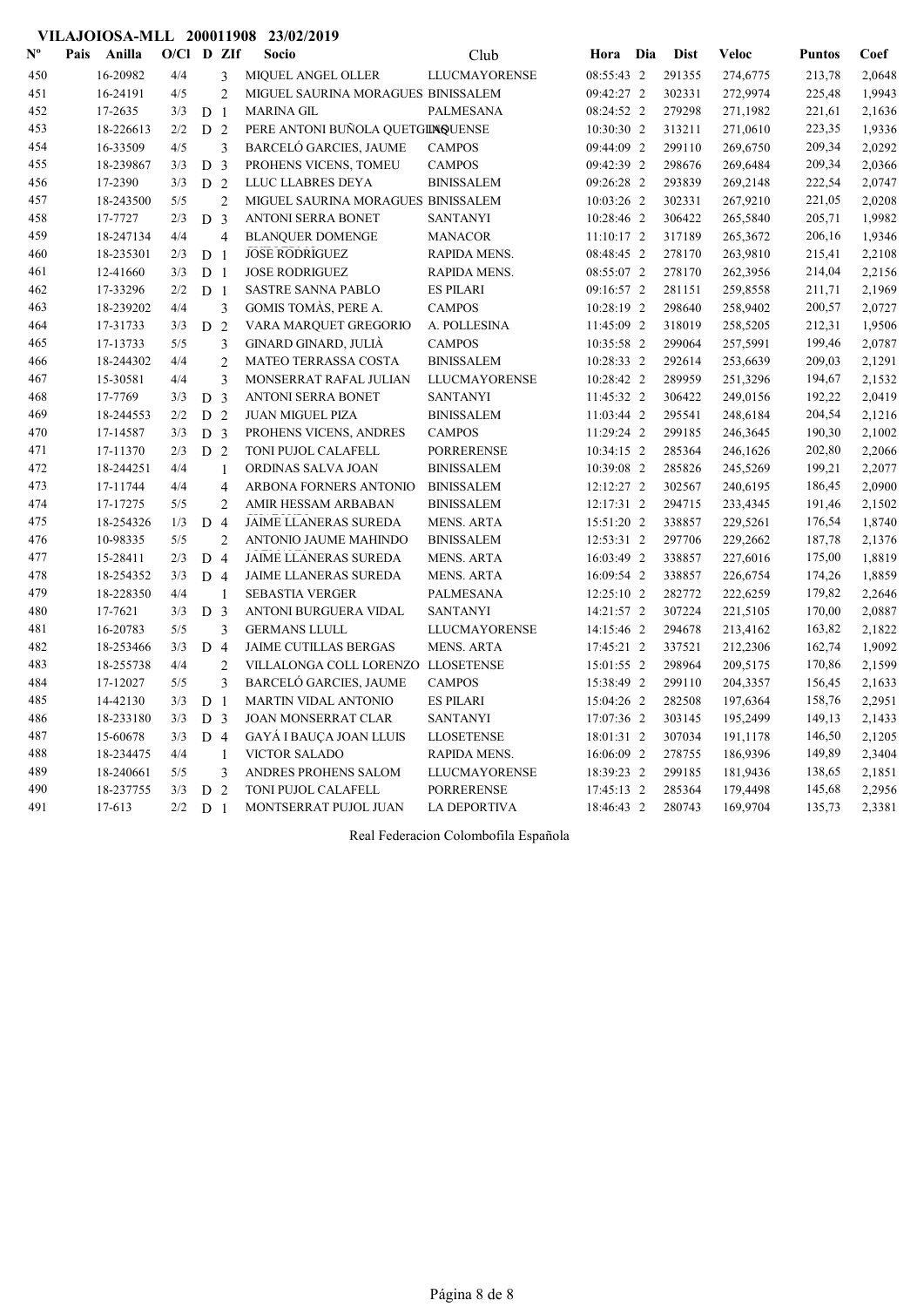**VILAJOIOSA-MLL 200011908 23/02/2019**

| Nº | Pais | Anilla | O/Cl | D | ZIf | Socio | Club | Hora | Dia | Dist | Veloc | Puntos | Coef |
|---|---|---|---|---|---|---|---|---|---|---|---|---|---|
| 450 | | 16-20982 | 4/4 | | 3 | MIQUEL ANGEL OLLER | LLUCMAYORENSE | 08:55:43 | 2 | 291355 | 274,6775 | 213,78 | 2,0648 |
| 451 | | 16-24191 | 4/5 | | 2 | MIGUEL SAURINA MORAGUES | BINISSALEM | 09:42:27 | 2 | 302331 | 272,9974 | 225,48 | 1,9943 |
| 452 | | 17-2635 | 3/3 | D | 1 | MARINA GIL | PALMESANA | 08:24:52 | 2 | 279298 | 271,1982 | 221,61 | 2,1636 |
| 453 | | 18-226613 | 2/2 | D | 2 | PERE ANTONI BUÑOLA QUETGLAS | INQUENSE | 10:30:30 | 2 | 313211 | 271,0610 | 223,35 | 1,9336 |
| 454 | | 16-33509 | 4/5 | | 3 | BARCELÓ GARCIES, JAUME | CAMPOS | 09:44:09 | 2 | 299110 | 269,6750 | 209,34 | 2,0292 |
| 455 | | 18-239867 | 3/3 | D | 3 | PROHENS VICENS, TOMEU | CAMPOS | 09:42:39 | 2 | 298676 | 269,6484 | 209,34 | 2,0366 |
| 456 | | 17-2390 | 3/3 | D | 2 | LLUC LLABRES DEYA | BINISSALEM | 09:26:28 | 2 | 293839 | 269,2148 | 222,54 | 2,0747 |
| 457 | | 18-243500 | 5/5 | | 2 | MIGUEL SAURINA MORAGUES | BINISSALEM | 10:03:26 | 2 | 302331 | 267,9210 | 221,05 | 2,0208 |
| 458 | | 17-7727 | 2/3 | D | 3 | ANTONI SERRA BONET | SANTANYI | 10:28:46 | 2 | 306422 | 265,5840 | 205,71 | 1,9982 |
| 459 | | 18-247134 | 4/4 | | 4 | BLANQUER DOMENGE | MANACOR | 11:10:17 | 2 | 317189 | 265,3672 | 206,16 | 1,9346 |
| 460 | | 18-235301 | 2/3 | D | 1 | JOSE RODRIGUEZ | RAPIDA MENS. | 08:48:45 | 2 | 278170 | 263,9810 | 215,41 | 2,2108 |
| 461 | | 12-41660 | 3/3 | D | 1 | JOSE RODRIGUEZ | RAPIDA MENS. | 08:55:07 | 2 | 278170 | 262,3956 | 214,04 | 2,2156 |
| 462 | | 17-33296 | 2/2 | D | 1 | SASTRE SANNA PABLO | ES PILARI | 09:16:57 | 2 | 281151 | 259,8558 | 211,71 | 2,1969 |
| 463 | | 18-239202 | 4/4 | | 3 | GOMIS TOMÀS, PERE A. | CAMPOS | 10:28:19 | 2 | 298640 | 258,9402 | 200,57 | 2,0727 |
| 464 | | 17-31733 | 3/3 | D | 2 | VARA MARQUET GREGORIO | A. POLLESINA | 11:45:09 | 2 | 318019 | 258,5205 | 212,31 | 1,9506 |
| 465 | | 17-13733 | 5/5 | | 3 | GINARD GINARD, JULIÀ | CAMPOS | 10:35:58 | 2 | 299064 | 257,5991 | 199,46 | 2,0787 |
| 466 | | 18-244302 | 4/4 | | 2 | MATEO TERRASSA COSTA | BINISSALEM | 10:28:33 | 2 | 292614 | 253,6639 | 209,03 | 2,1291 |
| 467 | | 15-30581 | 4/4 | | 3 | MONSERRAT RAFAL JULIAN | LLUCMAYORENSE | 10:28:42 | 2 | 289959 | 251,3296 | 194,67 | 2,1532 |
| 468 | | 17-7769 | 3/3 | D | 3 | ANTONI SERRA BONET | SANTANYI | 11:45:32 | 2 | 306422 | 249,0156 | 192,22 | 2,0419 |
| 469 | | 18-244553 | 2/2 | D | 2 | JUAN MIGUEL PIZA | BINISSALEM | 11:03:44 | 2 | 295541 | 248,6184 | 204,54 | 2,1216 |
| 470 | | 17-14587 | 3/3 | D | 3 | PROHENS VICENS, ANDRES | CAMPOS | 11:29:24 | 2 | 299185 | 246,3645 | 190,30 | 2,1002 |
| 471 | | 17-11370 | 2/3 | D | 2 | TONI PUJOL CALAFELL | PORRERENSE | 10:34:15 | 2 | 285364 | 246,1626 | 202,80 | 2,2066 |
| 472 | | 18-244251 | 4/4 | | 1 | ORDINAS SALVA JOAN | BINISSALEM | 10:39:08 | 2 | 285826 | 245,5269 | 199,21 | 2,2077 |
| 473 | | 17-11744 | 4/4 | | 4 | ARBONA FORNERS ANTONIO | BINISSALEM | 12:12:27 | 2 | 302567 | 240,6195 | 186,45 | 2,0900 |
| 474 | | 17-17275 | 5/5 | | 2 | AMIR HESSAM ARBABAN | BINISSALEM | 12:17:31 | 2 | 294715 | 233,4345 | 191,46 | 2,1502 |
| 475 | | 18-254326 | 1/3 | D | 4 | JAIME LLANERAS SUREDA | MENS. ARTA | 15:51:20 | 2 | 338857 | 229,5261 | 176,54 | 1,8740 |
| 476 | | 10-98335 | 5/5 | | 2 | ANTONIO JAUME MAHINDO | BINISSALEM | 12:53:31 | 2 | 297706 | 229,2662 | 187,78 | 2,1376 |
| 477 | | 15-28411 | 2/3 | D | 4 | JAIME LLANERAS SUREDA | MENS. ARTA | 16:03:49 | 2 | 338857 | 227,6016 | 175,00 | 1,8819 |
| 478 | | 18-254352 | 3/3 | D | 4 | JAIME LLANERAS SUREDA | MENS. ARTA | 16:09:54 | 2 | 338857 | 226,6754 | 174,26 | 1,8859 |
| 479 | | 18-228350 | 4/4 | | 1 | SEBASTIA VERGER | PALMESANA | 12:25:10 | 2 | 282772 | 222,6259 | 179,82 | 2,2646 |
| 480 | | 17-7621 | 3/3 | D | 3 | ANTONI BURGUERA VIDAL | SANTANYI | 14:21:57 | 2 | 307224 | 221,5105 | 170,00 | 2,0887 |
| 481 | | 16-20783 | 5/5 | | 3 | GERMANS LLULL | LLUCMAYORENSE | 14:15:46 | 2 | 294678 | 213,4162 | 163,82 | 2,1822 |
| 482 | | 18-253466 | 3/3 | D | 4 | JAIME CUTILLAS BERGAS | MENS. ARTA | 17:45:21 | 2 | 337521 | 212,2306 | 162,74 | 1,9092 |
| 483 | | 18-255738 | 4/4 | | 2 | VILLALONGA COLL LORENZO | LLOSETENSE | 15:01:55 | 2 | 298964 | 209,5175 | 170,86 | 2,1599 |
| 484 | | 17-12027 | 5/5 | | 3 | BARCELÓ GARCIES, JAUME | CAMPOS | 15:38:49 | 2 | 299110 | 204,3357 | 156,45 | 2,1633 |
| 485 | | 14-42130 | 3/3 | D | 1 | MARTIN VIDAL ANTONIO | ES PILARI | 15:04:26 | 2 | 282508 | 197,6364 | 158,76 | 2,2951 |
| 486 | | 18-233180 | 3/3 | D | 3 | JOAN MONSERRAT CLAR | SANTANYI | 17:07:36 | 2 | 303145 | 195,2499 | 149,13 | 2,1433 |
| 487 | | 15-60678 | 3/3 | D | 4 | GAYÁ I BAUÇA JOAN LLUIS | LLOSETENSE | 18:01:31 | 2 | 307034 | 191,1178 | 146,50 | 2,1205 |
| 488 | | 18-234475 | 4/4 | | 1 | VICTOR SALADO | RAPIDA MENS. | 16:06:09 | 2 | 278755 | 186,9396 | 149,89 | 2,3404 |
| 489 | | 18-240661 | 5/5 | | 3 | ANDRES PROHENS SALOM | LLUCMAYORENSE | 18:39:23 | 2 | 299185 | 181,9436 | 138,65 | 2,1851 |
| 490 | | 18-237755 | 3/3 | D | 2 | TONI PUJOL CALAFELL | PORRERENSE | 17:45:13 | 2 | 285364 | 179,4498 | 145,68 | 2,2956 |
| 491 | | 17-613 | 2/2 | D | 1 | MONTSERRAT PUJOL JUAN | LA DEPORTIVA | 18:46:43 | 2 | 280743 | 169,9704 | 135,73 | 2,3381 |

Real Federacion Colombofila Española